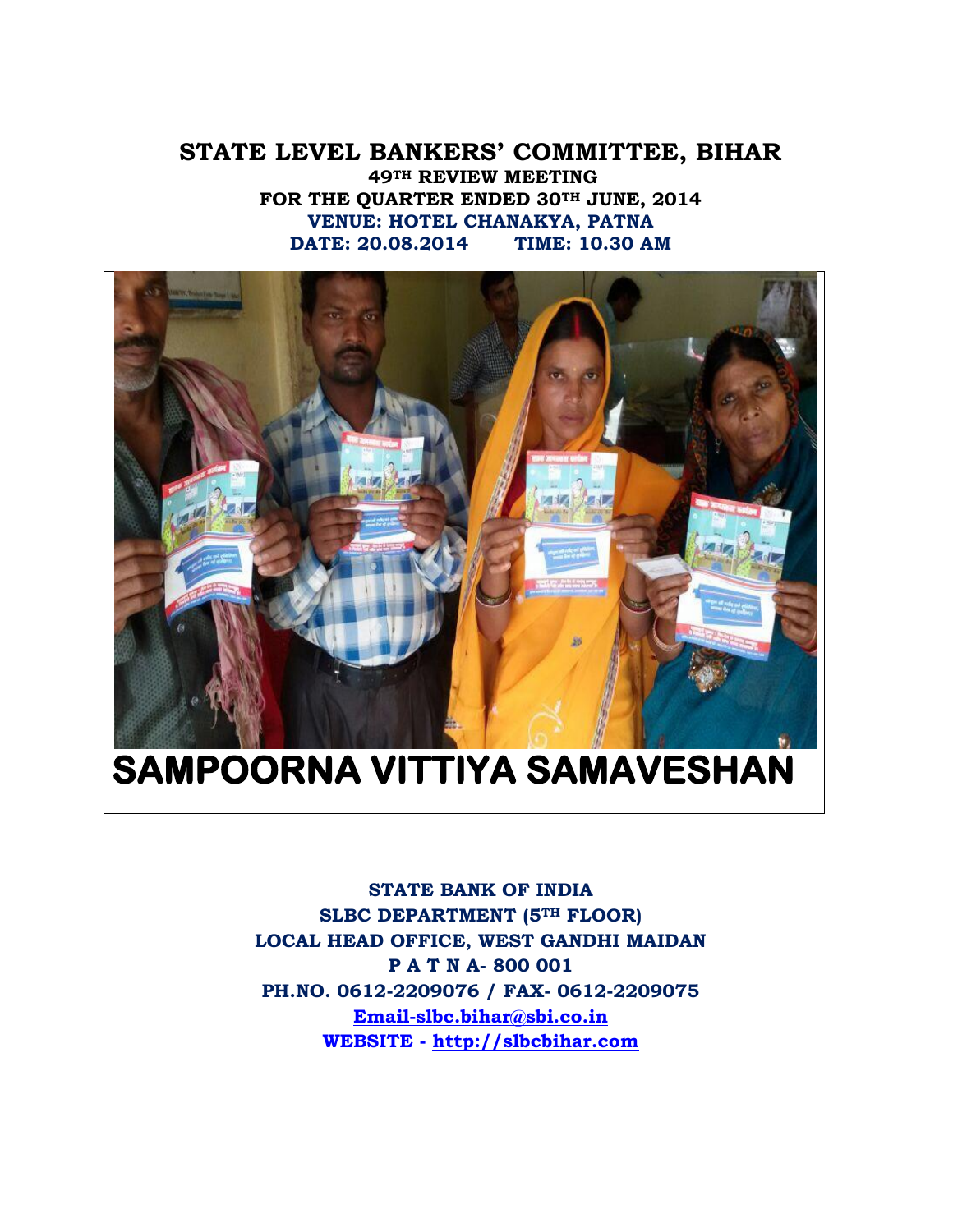# STATE LEVEL BANKERS' COMMITTEE, BIHAR

**49TH REVIEW MEETING**

**FOR THE QUARTER ENDED 30TH JUNE, 2014**

**VENUE: HOTEL CHANAKYA, PATNA**

**DATE: 20.08.2014 TIME: 10.30 AM**

## SAMPOORNA VITTIYA SAMAVESHAN

**STATE BANK OF INDIA**

**SLBC DEPARTMENT (5TH FLOOR)**

**LOCAL HEAD OFFICE, WEST GANDHI MAIDAN**

**P A T N A- 800 001**

**PH.NO. 0612-2209076 / FAX- 0612-2209075**

**Email-slbc.bihar@sbi.co.in**

**WEBSITE - http://slbcbihar.com**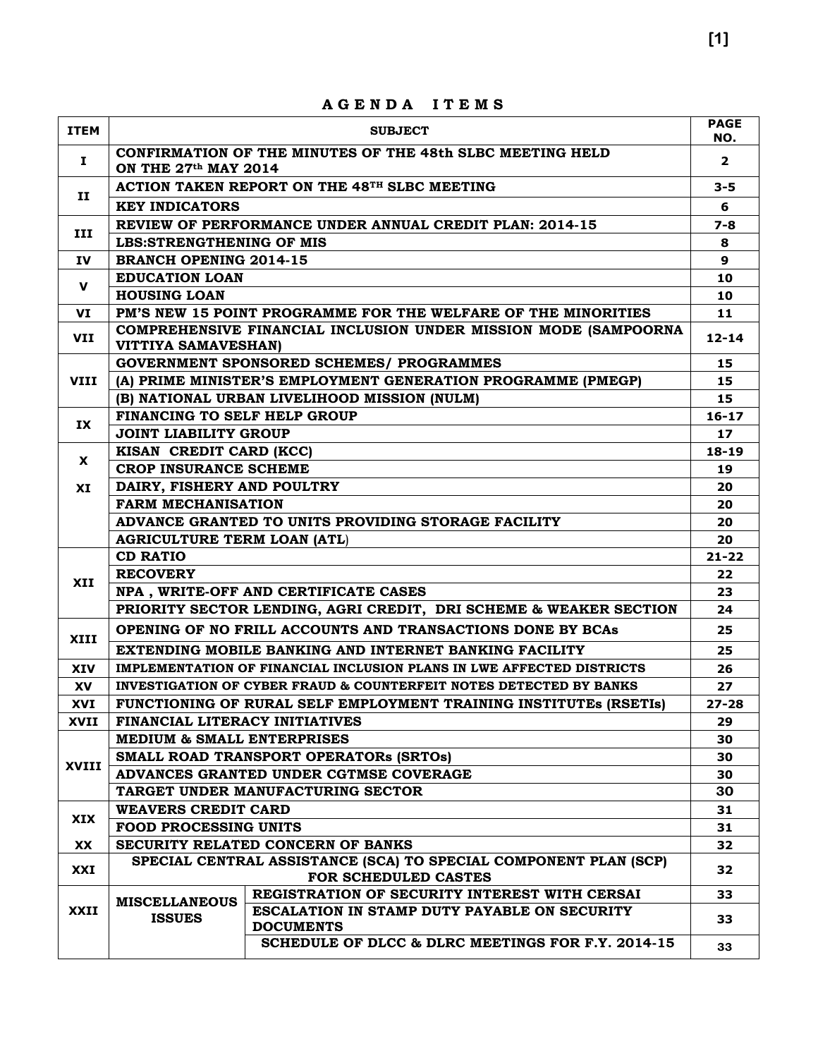# A G E N D A  I T E M S

| ITEM | SUBJECT | | PAGE NO. |
|---|---|---|---|
| I | CONFIRMATION OF THE MINUTES OF THE 48th SLBC MEETING HELD ON THE 27th MAY 2014 | | 2 |
| II | ACTION TAKEN REPORT ON THE 48TH SLBC MEETING | | 3-5 |
| | KEY INDICATORS | | 6 |
| III | REVIEW OF PERFORMANCE UNDER ANNUAL CREDIT PLAN: 2014-15 | | 7-8 |
| | LBS:STRENGTHENING OF MIS | | 8 |
| IV | BRANCH OPENING 2014-15 | | 9 |
| V | EDUCATION LOAN | | 10 |
| | HOUSING LOAN | | 10 |
| VI | PM'S NEW 15 POINT PROGRAMME FOR THE WELFARE OF THE MINORITIES | | 11 |
| VII | COMPREHENSIVE FINANCIAL INCLUSION UNDER MISSION MODE (SAMPOORNA VITTIYA SAMAVESHAN) | | 12-14 |
| VIII | GOVERNMENT SPONSORED SCHEMES/ PROGRAMMES | | 15 |
| | (A) PRIME MINISTER'S EMPLOYMENT GENERATION PROGRAMME (PMEGP) | | 15 |
| | (B) NATIONAL URBAN LIVELIHOOD MISSION (NULM) | | 15 |
| IX | FINANCING TO SELF HELP GROUP | | 16-17 |
| | JOINT LIABILITY GROUP | | 17 |
| X | KISAN CREDIT CARD (KCC) | | 18-19 |
| | CROP INSURANCE SCHEME | | 19 |
| XI | DAIRY, FISHERY AND POULTRY | | 20 |
| | FARM MECHANISATION | | 20 |
| | ADVANCE GRANTED TO UNITS PROVIDING STORAGE FACILITY | | 20 |
| | AGRICULTURE TERM LOAN (ATL) | | 20 |
| XII | CD RATIO | | 21-22 |
| | RECOVERY | | 22 |
| | NPA , WRITE-OFF AND CERTIFICATE CASES | | 23 |
| | PRIORITY SECTOR LENDING, AGRI CREDIT, DRI SCHEME & WEAKER SECTION | | 24 |
| XIII | OPENING OF NO FRILL ACCOUNTS AND TRANSACTIONS DONE BY BCAs | | 25 |
| | EXTENDING MOBILE BANKING AND INTERNET BANKING FACILITY | | 25 |
| XIV | IMPLEMENTATION OF FINANCIAL INCLUSION PLANS IN LWE AFFECTED DISTRICTS | | 26 |
| XV | INVESTIGATION OF CYBER FRAUD & COUNTERFEIT NOTES DETECTED BY BANKS | | 27 |
| XVI | FUNCTIONING OF RURAL SELF EMPLOYMENT TRAINING INSTITUTEs (RSETIs) | | 27-28 |
| XVII | FINANCIAL LITERACY INITIATIVES | | 29 |
| XVIII | MEDIUM & SMALL ENTERPRISES | | 30 |
| | SMALL ROAD TRANSPORT OPERATORs (SRTOs) | | 30 |
| | ADVANCES GRANTED UNDER CGTMSE COVERAGE | | 30 |
| | TARGET UNDER MANUFACTURING SECTOR | | 30 |
| XIX | WEAVERS CREDIT CARD | | 31 |
| | FOOD PROCESSING UNITS | | 31 |
| XX | SECURITY RELATED CONCERN OF BANKS | | 32 |
| XXI | SPECIAL CENTRAL ASSISTANCE (SCA) TO SPECIAL COMPONENT PLAN (SCP) FOR SCHEDULED CASTES | | 32 |
| XXII | MISCELLANEOUS ISSUES | REGISTRATION OF SECURITY INTEREST WITH CERSAI | 33 |
| | | ESCALATION IN STAMP DUTY PAYABLE ON SECURITY DOCUMENTS | 33 |
| | | SCHEDULE OF DLCC & DLRC MEETINGS FOR F.Y. 2014-15 | 33 |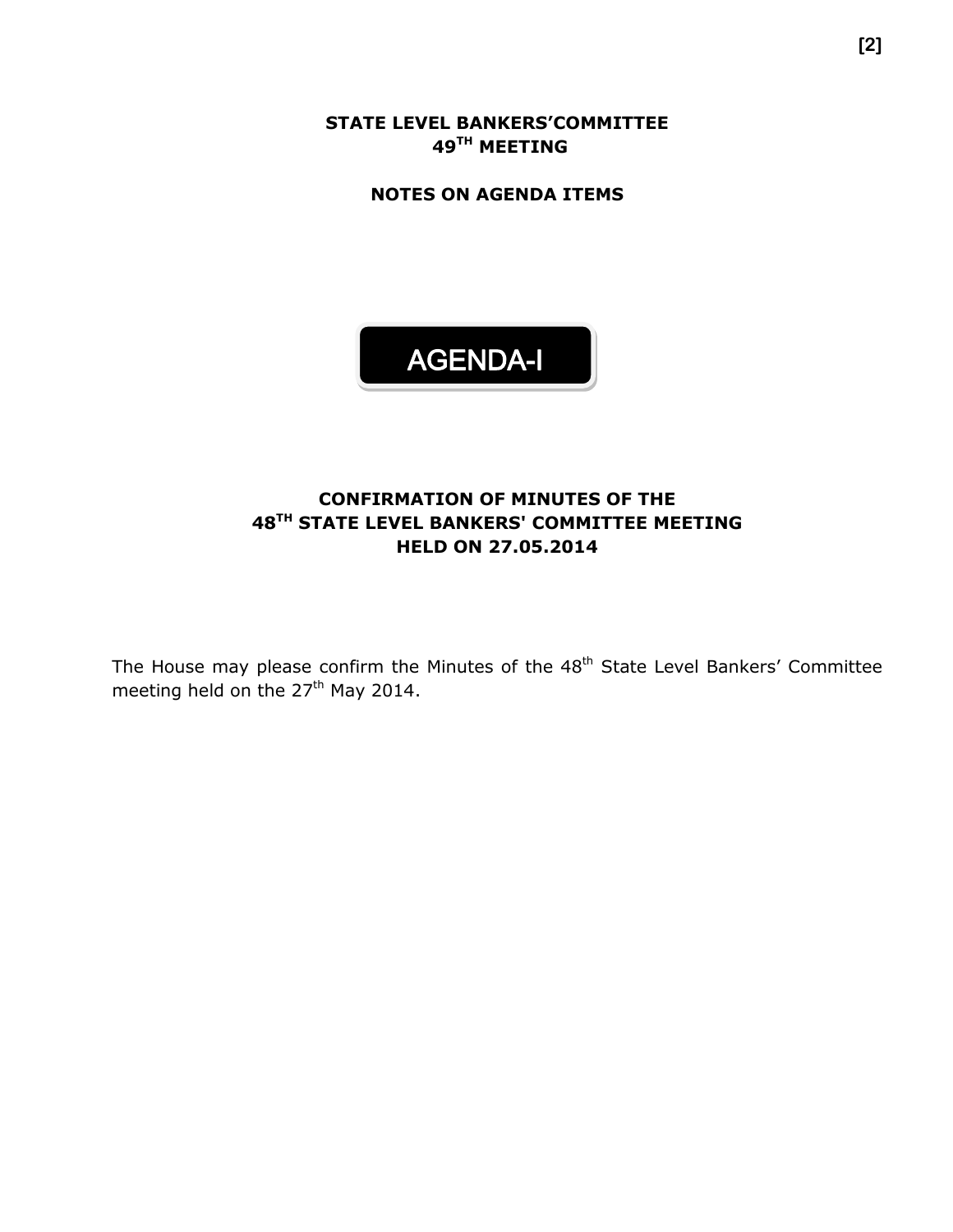# STATE LEVEL BANKERS'COMMITTEE
## 49TH MEETING

## NOTES ON AGENDA ITEMS

## AGENDA-I

### CONFIRMATION OF MINUTES OF THE 48TH STATE LEVEL BANKERS' COMMITTEE MEETING HELD ON 27.05.2014

The House may please confirm the Minutes of the 48th State Level Bankers' Committee meeting held on the 27th May 2014.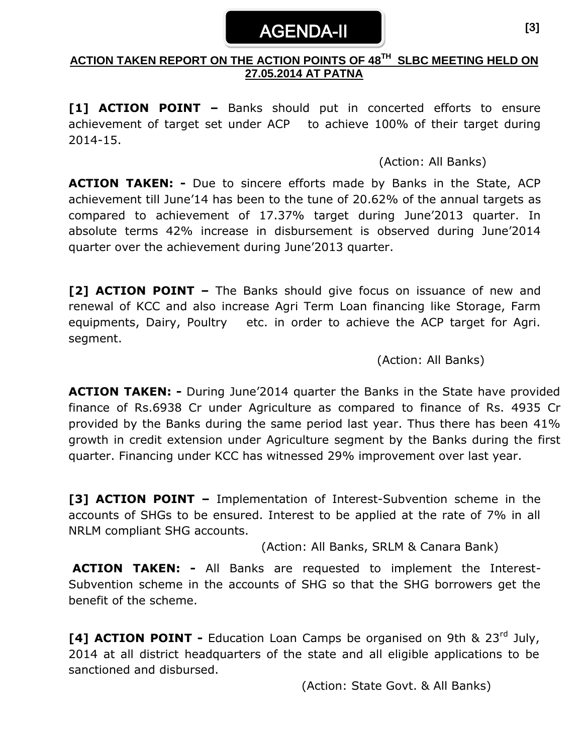# AGENDA-II

## ACTION TAKEN REPORT ON THE ACTION POINTS OF 48TH SLBC MEETING HELD ON 27.05.2014 AT PATNA

**[1] ACTION POINT –** Banks should put in concerted efforts to ensure achievement of target set under ACP to achieve 100% of their target during 2014-15.

(Action: All Banks)

**ACTION TAKEN: -** Due to sincere efforts made by Banks in the State, ACP achievement till June'14 has been to the tune of 20.62% of the annual targets as compared to achievement of 17.37% target during June'2013 quarter. In absolute terms 42% increase in disbursement is observed during June'2014 quarter over the achievement during June'2013 quarter.

**[2] ACTION POINT –** The Banks should give focus on issuance of new and renewal of KCC and also increase Agri Term Loan financing like Storage, Farm equipments, Dairy, Poultry etc. in order to achieve the ACP target for Agri. segment.

(Action: All Banks)

**ACTION TAKEN: -** During June'2014 quarter the Banks in the State have provided finance of Rs.6938 Cr under Agriculture as compared to finance of Rs. 4935 Cr provided by the Banks during the same period last year. Thus there has been 41% growth in credit extension under Agriculture segment by the Banks during the first quarter. Financing under KCC has witnessed 29% improvement over last year.

**[3] ACTION POINT –** Implementation of Interest-Subvention scheme in the accounts of SHGs to be ensured. Interest to be applied at the rate of 7% in all NRLM compliant SHG accounts.

(Action: All Banks, SRLM & Canara Bank)

**ACTION TAKEN: -** All Banks are requested to implement the Interest-Subvention scheme in the accounts of SHG so that the SHG borrowers get the benefit of the scheme.

**[4] ACTION POINT -** Education Loan Camps be organised on 9th & 23rd July, 2014 at all district headquarters of the state and all eligible applications to be sanctioned and disbursed.

(Action: State Govt. & All Banks)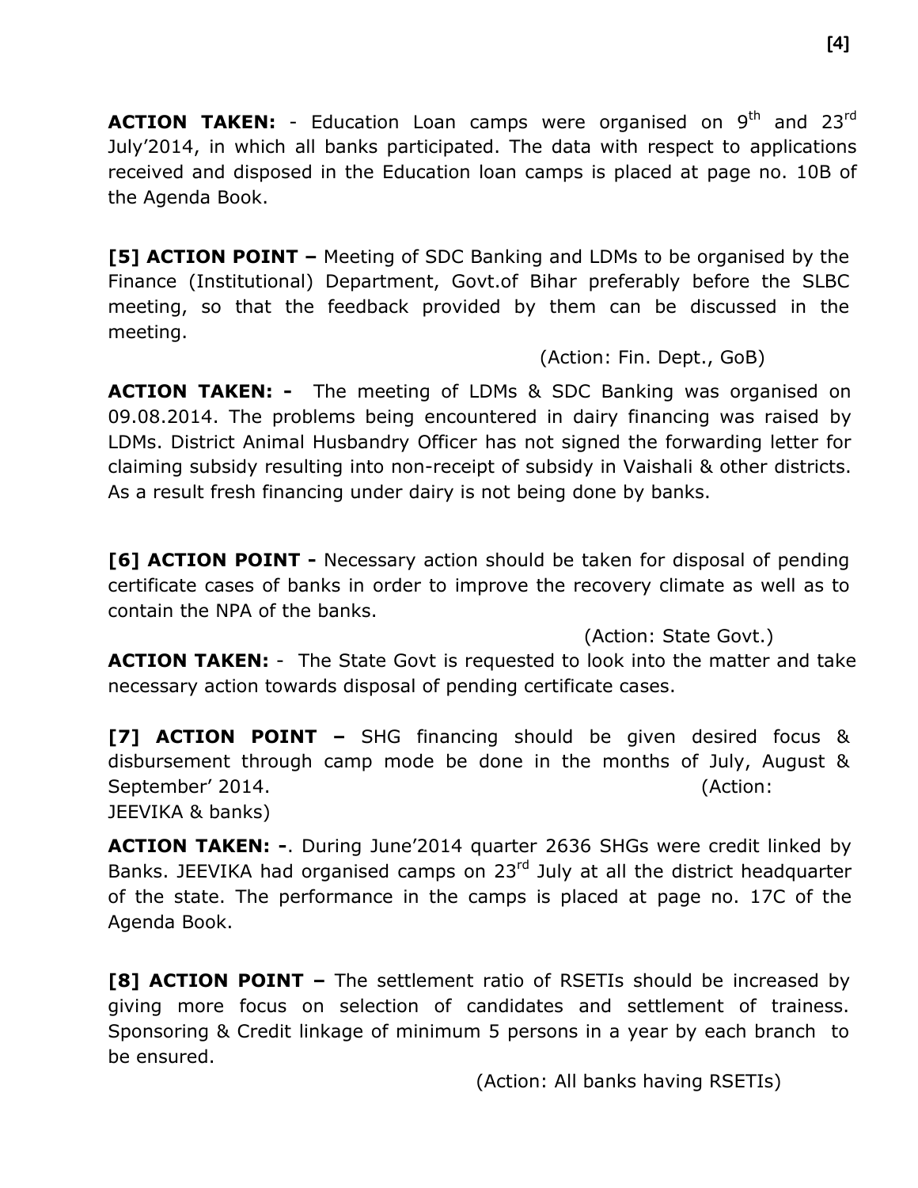**ACTION TAKEN:** - Education Loan camps were organised on 9th and 23rd July'2014, in which all banks participated. The data with respect to applications received and disposed in the Education loan camps is placed at page no. 10B of the Agenda Book.

**[5] ACTION POINT –** Meeting of SDC Banking and LDMs to be organised by the Finance (Institutional) Department, Govt.of Bihar preferably before the SLBC meeting, so that the feedback provided by them can be discussed in the meeting.

(Action: Fin. Dept., GoB)

**ACTION TAKEN: -** The meeting of LDMs & SDC Banking was organised on 09.08.2014. The problems being encountered in dairy financing was raised by LDMs. District Animal Husbandry Officer has not signed the forwarding letter for claiming subsidy resulting into non-receipt of subsidy in Vaishali & other districts. As a result fresh financing under dairy is not being done by banks.

**[6] ACTION POINT -** Necessary action should be taken for disposal of pending certificate cases of banks in order to improve the recovery climate as well as to contain the NPA of the banks.

(Action: State Govt.)

**ACTION TAKEN:** - The State Govt is requested to look into the matter and take necessary action towards disposal of pending certificate cases.

**[7] ACTION POINT –** SHG financing should be given desired focus & disbursement through camp mode be done in the months of July, August & September' 2014. (Action: JEEVIKA & banks)

**ACTION TAKEN: -**. During June'2014 quarter 2636 SHGs were credit linked by Banks. JEEVIKA had organised camps on 23rd July at all the district headquarter of the state. The performance in the camps is placed at page no. 17C of the Agenda Book.

**[8] ACTION POINT –** The settlement ratio of RSETIs should be increased by giving more focus on selection of candidates and settlement of trainess. Sponsoring & Credit linkage of minimum 5 persons in a year by each branch to be ensured.

(Action: All banks having RSETIs)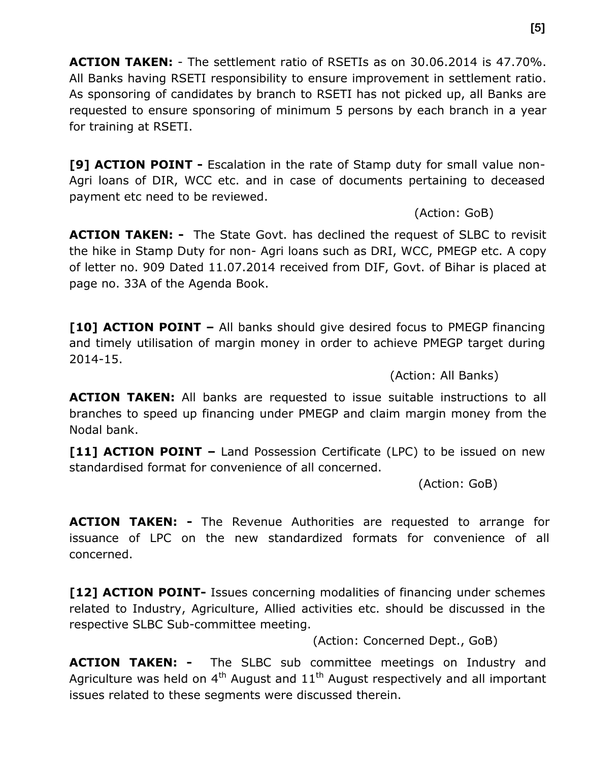**ACTION TAKEN:** - The settlement ratio of RSETIs as on 30.06.2014 is 47.70%. All Banks having RSETI responsibility to ensure improvement in settlement ratio. As sponsoring of candidates by branch to RSETI has not picked up, all Banks are requested to ensure sponsoring of minimum 5 persons by each branch in a year for training at RSETI.

**[9] ACTION POINT -** Escalation in the rate of Stamp duty for small value non-Agri loans of DIR, WCC etc. and in case of documents pertaining to deceased payment etc need to be reviewed.

(Action: GoB)

**ACTION TAKEN: -** The State Govt. has declined the request of SLBC to revisit the hike in Stamp Duty for non- Agri loans such as DRI, WCC, PMEGP etc. A copy of letter no. 909 Dated 11.07.2014 received from DIF, Govt. of Bihar is placed at page no. 33A of the Agenda Book.

**[10] ACTION POINT –** All banks should give desired focus to PMEGP financing and timely utilisation of margin money in order to achieve PMEGP target during 2014-15.

(Action: All Banks)

**ACTION TAKEN:** All banks are requested to issue suitable instructions to all branches to speed up financing under PMEGP and claim margin money from the Nodal bank.

**[11] ACTION POINT –** Land Possession Certificate (LPC) to be issued on new standardised format for convenience of all concerned.

(Action: GoB)

**ACTION TAKEN: -** The Revenue Authorities are requested to arrange for issuance of LPC on the new standardized formats for convenience of all concerned.

**[12] ACTION POINT-** Issues concerning modalities of financing under schemes related to Industry, Agriculture, Allied activities etc. should be discussed in the respective SLBC Sub-committee meeting.

(Action: Concerned Dept., GoB)

**ACTION TAKEN: -** The SLBC sub committee meetings on Industry and Agriculture was held on 4th August and 11th August respectively and all important issues related to these segments were discussed therein.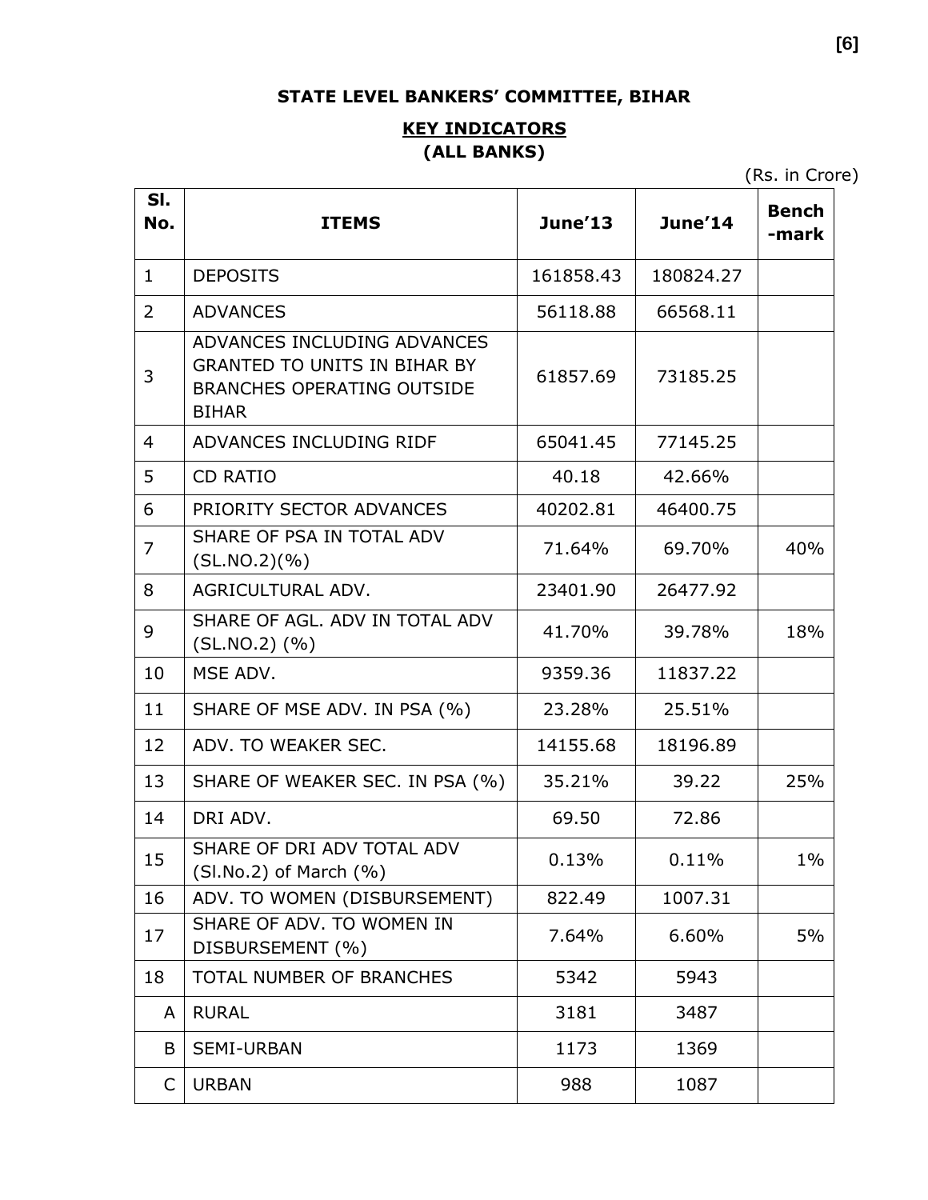**STATE LEVEL BANKERS' COMMITTEE, BIHAR**

**KEY INDICATORS**
**(ALL BANKS)**

(Rs. in Crore)

| Sl. No. | ITEMS | June'13 | June'14 | Bench -mark |
|---|---|---|---|---|
| 1 | DEPOSITS | 161858.43 | 180824.27 | |
| 2 | ADVANCES | 56118.88 | 66568.11 | |
| 3 | ADVANCES INCLUDING ADVANCES GRANTED TO UNITS IN BIHAR BY BRANCHES OPERATING OUTSIDE BIHAR | 61857.69 | 73185.25 | |
| 4 | ADVANCES INCLUDING RIDF | 65041.45 | 77145.25 | |
| 5 | CD RATIO | 40.18 | 42.66% | |
| 6 | PRIORITY SECTOR ADVANCES | 40202.81 | 46400.75 | |
| 7 | SHARE OF PSA IN TOTAL ADV (SL.NO.2)(%) | 71.64% | 69.70% | 40% |
| 8 | AGRICULTURAL ADV. | 23401.90 | 26477.92 | |
| 9 | SHARE OF AGL. ADV IN TOTAL ADV (SL.NO.2) (%) | 41.70% | 39.78% | 18% |
| 10 | MSE ADV. | 9359.36 | 11837.22 | |
| 11 | SHARE OF MSE ADV. IN PSA (%) | 23.28% | 25.51% | |
| 12 | ADV. TO WEAKER SEC. | 14155.68 | 18196.89 | |
| 13 | SHARE OF WEAKER SEC. IN PSA (%) | 35.21% | 39.22 | 25% |
| 14 | DRI ADV. | 69.50 | 72.86 | |
| 15 | SHARE OF DRI ADV TOTAL ADV (Sl.No.2) of March (%) | 0.13% | 0.11% | 1% |
| 16 | ADV. TO WOMEN (DISBURSEMENT) | 822.49 | 1007.31 | |
| 17 | SHARE OF ADV. TO WOMEN IN DISBURSEMENT (%) | 7.64% | 6.60% | 5% |
| 18 | TOTAL NUMBER OF BRANCHES | 5342 | 5943 | |
| A | RURAL | 3181 | 3487 | |
| B | SEMI-URBAN | 1173 | 1369 | |
| C | URBAN | 988 | 1087 | |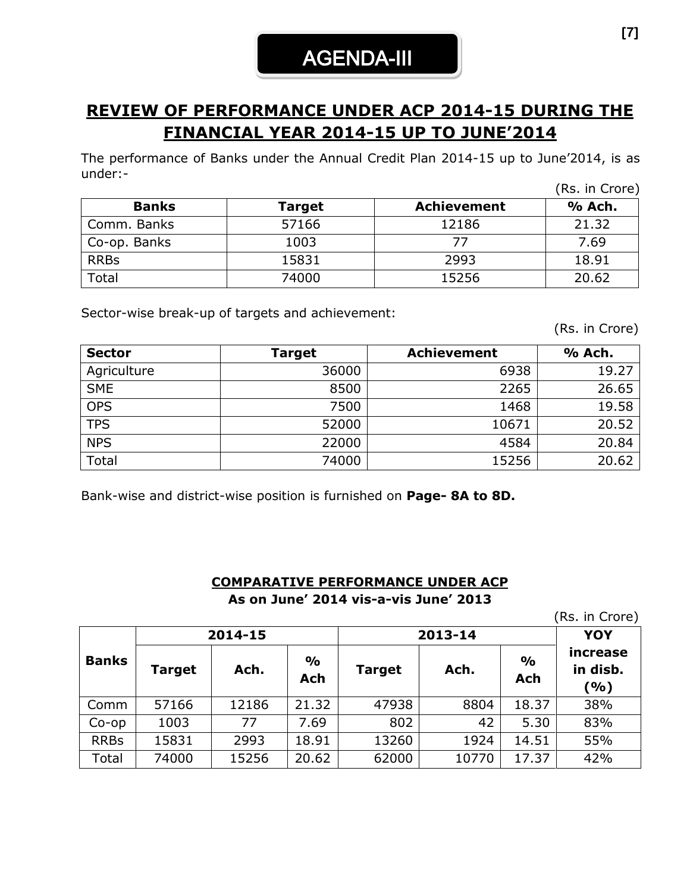# AGENDA-III

## REVIEW OF PERFORMANCE UNDER ACP 2014-15 DURING THE FINANCIAL YEAR 2014-15 UP TO JUNE'2014

The performance of Banks under the Annual Credit Plan 2014-15 up to June'2014, is as under:-

(Rs. in Crore)

| Banks | Target | Achievement | % Ach. |
|---|---|---|---|
| Comm. Banks | 57166 | 12186 | 21.32 |
| Co-op. Banks | 1003 | 77 | 7.69 |
| RRBs | 15831 | 2993 | 18.91 |
| Total | 74000 | 15256 | 20.62 |

Sector-wise break-up of targets and achievement:

(Rs. in Crore)

| Sector | Target | Achievement | % Ach. |
|---|---|---|---|
| Agriculture | 36000 | 6938 | 19.27 |
| SME | 8500 | 2265 | 26.65 |
| OPS | 7500 | 1468 | 19.58 |
| TPS | 52000 | 10671 | 20.52 |
| NPS | 22000 | 4584 | 20.84 |
| Total | 74000 | 15256 | 20.62 |

Bank-wise and district-wise position is furnished on **Page- 8A to 8D.**

**COMPARATIVE PERFORMANCE UNDER ACP**
**As on June' 2014 vis-a-vis June' 2013**

(Rs. in Crore)

| Banks | 2014-15 | | | 2013-14 | | | YOY increase in disb. (%) |
|---|---|---|---|---|---|---|---|
| | Target | Ach. | % Ach | Target | Ach. | % Ach | |
| Comm | 57166 | 12186 | 21.32 | 47938 | 8804 | 18.37 | 38% |
| Co-op | 1003 | 77 | 7.69 | 802 | 42 | 5.30 | 83% |
| RRBs | 15831 | 2993 | 18.91 | 13260 | 1924 | 14.51 | 55% |
| Total | 74000 | 15256 | 20.62 | 62000 | 10770 | 17.37 | 42% |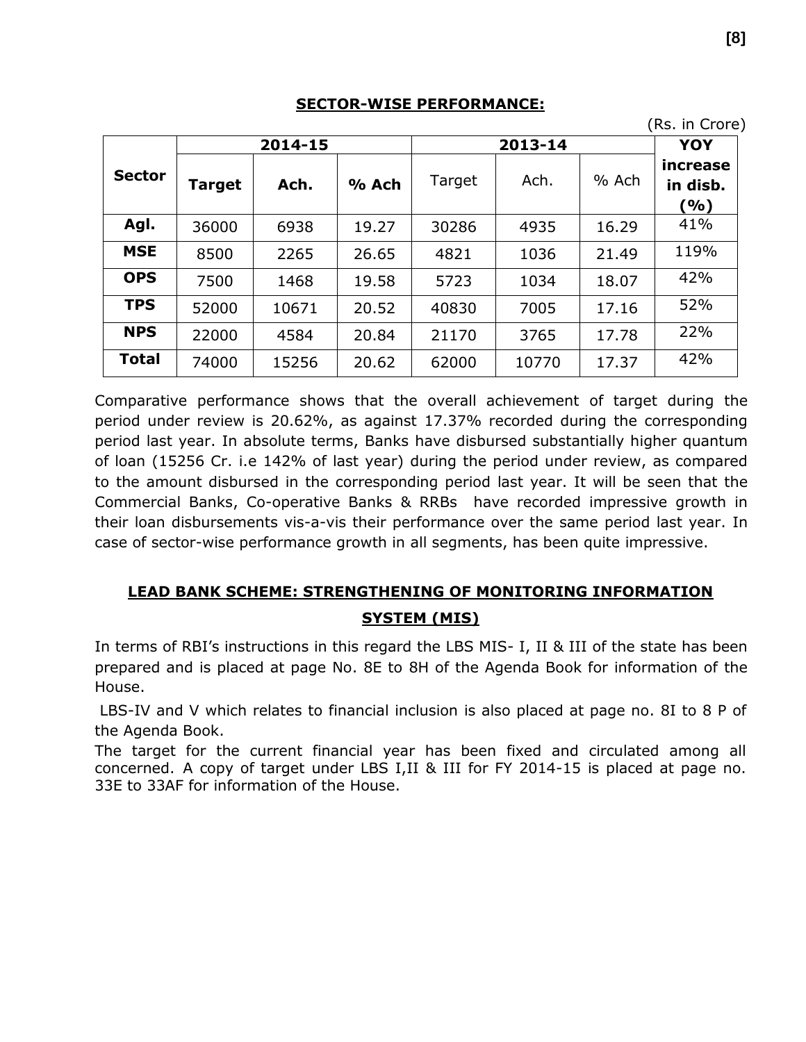## SECTOR-WISE PERFORMANCE:

(Rs. in Crore)

| Sector | 2014-15 | | | 2013-14 | | | YOY increase in disb. (%) |
|---|---|---|---|---|---|---|---|
| | **Target** | **Ach.** | **% Ach** | Target | Ach. | % Ach | |
| **Agl.** | 36000 | 6938 | 19.27 | 30286 | 4935 | 16.29 | 41% |
| **MSE** | 8500 | 2265 | 26.65 | 4821 | 1036 | 21.49 | 119% |
| **OPS** | 7500 | 1468 | 19.58 | 5723 | 1034 | 18.07 | 42% |
| **TPS** | 52000 | 10671 | 20.52 | 40830 | 7005 | 17.16 | 52% |
| **NPS** | 22000 | 4584 | 20.84 | 21170 | 3765 | 17.78 | 22% |
| **Total** | 74000 | 15256 | 20.62 | 62000 | 10770 | 17.37 | 42% |

Comparative performance shows that the overall achievement of target during the period under review is 20.62%, as against 17.37% recorded during the corresponding period last year. In absolute terms, Banks have disbursed substantially higher quantum of loan (15256 Cr. i.e 142% of last year) during the period under review, as compared to the amount disbursed in the corresponding period last year. It will be seen that the Commercial Banks, Co-operative Banks & RRBs have recorded impressive growth in their loan disbursements vis-a-vis their performance over the same period last year. In case of sector-wise performance growth in all segments, has been quite impressive.

## LEAD BANK SCHEME: STRENGTHENING OF MONITORING INFORMATION SYSTEM (MIS)

In terms of RBI's instructions in this regard the LBS MIS- I, II & III of the state has been prepared and is placed at page No. 8E to 8H of the Agenda Book for information of the House.

LBS-IV and V which relates to financial inclusion is also placed at page no. 8I to 8 P of the Agenda Book.

The target for the current financial year has been fixed and circulated among all concerned. A copy of target under LBS I,II & III for FY 2014-15 is placed at page no. 33E to 33AF for information of the House.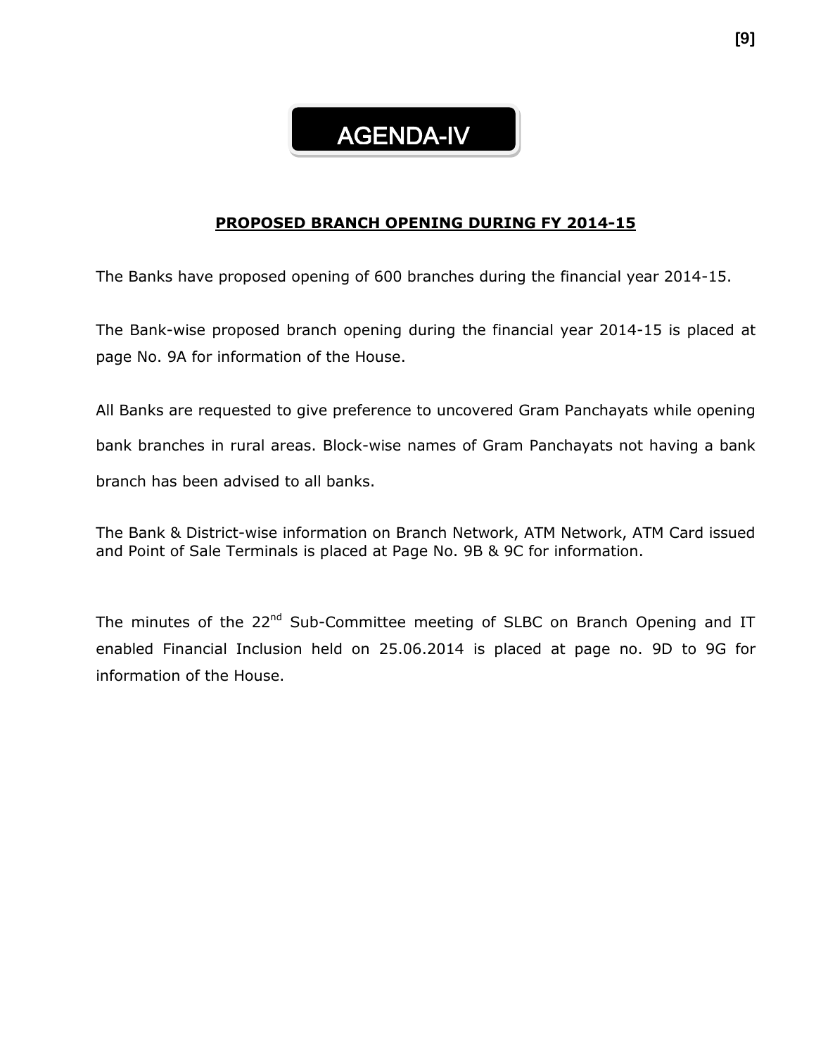# AGENDA-IV

## PROPOSED BRANCH OPENING DURING FY 2014-15

The Banks have proposed opening of 600 branches during the financial year 2014-15.

The Bank-wise proposed branch opening during the financial year 2014-15 is placed at page No. 9A for information of the House.

All Banks are requested to give preference to uncovered Gram Panchayats while opening bank branches in rural areas. Block-wise names of Gram Panchayats not having a bank branch has been advised to all banks.

The Bank & District-wise information on Branch Network, ATM Network, ATM Card issued and Point of Sale Terminals is placed at Page No. 9B & 9C for information.

The minutes of the 22nd Sub-Committee meeting of SLBC on Branch Opening and IT enabled Financial Inclusion held on 25.06.2014 is placed at page no. 9D to 9G for information of the House.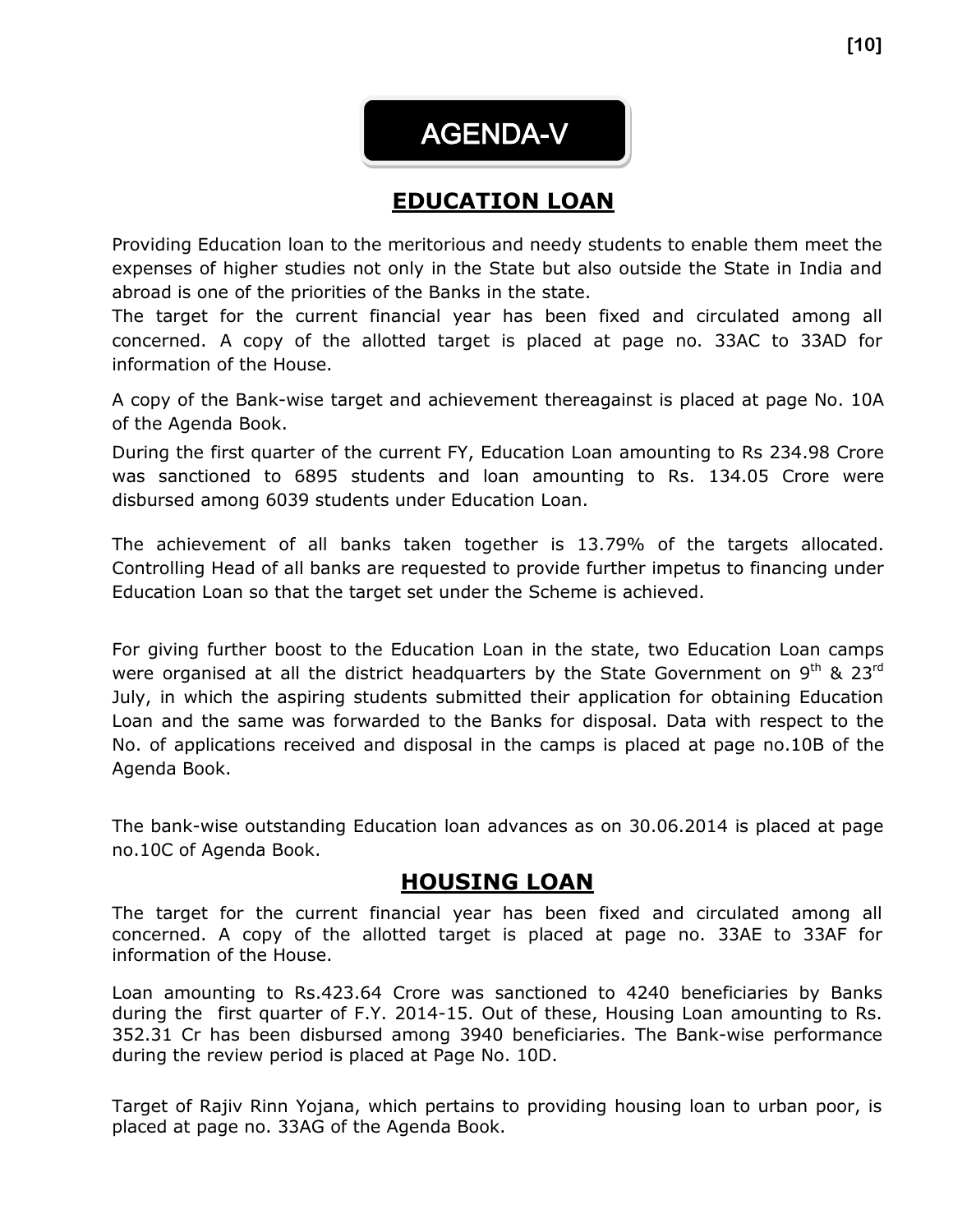# AGENDA-V

## EDUCATION LOAN

Providing Education loan to the meritorious and needy students to enable them meet the expenses of higher studies not only in the State but also outside the State in India and abroad is one of the priorities of the Banks in the state.

The target for the current financial year has been fixed and circulated among all concerned. A copy of the allotted target is placed at page no. 33AC to 33AD for information of the House.

A copy of the Bank-wise target and achievement thereagainst is placed at page No. 10A of the Agenda Book.

During the first quarter of the current FY, Education Loan amounting to Rs 234.98 Crore was sanctioned to 6895 students and loan amounting to Rs. 134.05 Crore were disbursed among 6039 students under Education Loan.

The achievement of all banks taken together is 13.79% of the targets allocated. Controlling Head of all banks are requested to provide further impetus to financing under Education Loan so that the target set under the Scheme is achieved.

For giving further boost to the Education Loan in the state, two Education Loan camps were organised at all the district headquarters by the State Government on 9th & 23rd July, in which the aspiring students submitted their application for obtaining Education Loan and the same was forwarded to the Banks for disposal. Data with respect to the No. of applications received and disposal in the camps is placed at page no.10B of the Agenda Book.

The bank-wise outstanding Education loan advances as on 30.06.2014 is placed at page no.10C of Agenda Book.

## HOUSING LOAN

The target for the current financial year has been fixed and circulated among all concerned. A copy of the allotted target is placed at page no. 33AE to 33AF for information of the House.

Loan amounting to Rs.423.64 Crore was sanctioned to 4240 beneficiaries by Banks during the first quarter of F.Y. 2014-15. Out of these, Housing Loan amounting to Rs. 352.31 Cr has been disbursed among 3940 beneficiaries. The Bank-wise performance during the review period is placed at Page No. 10D.

Target of Rajiv Rinn Yojana, which pertains to providing housing loan to urban poor, is placed at page no. 33AG of the Agenda Book.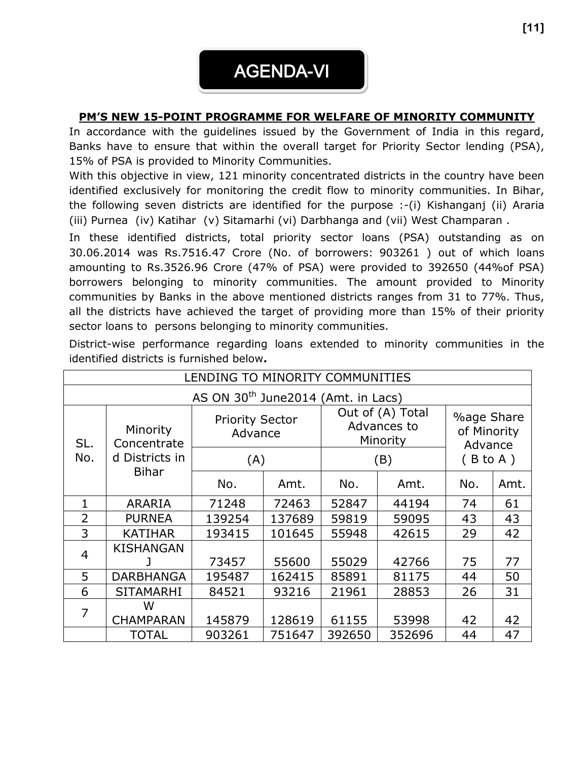# AGENDA-VI

**PM'S NEW 15-POINT PROGRAMME FOR WELFARE OF MINORITY COMMUNITY**

In accordance with the guidelines issued by the Government of India in this regard, Banks have to ensure that within the overall target for Priority Sector lending (PSA), 15% of PSA is provided to Minority Communities.

With this objective in view, 121 minority concentrated districts in the country have been identified exclusively for monitoring the credit flow to minority communities. In Bihar, the following seven districts are identified for the purpose :-(i) Kishanganj (ii) Araria (iii) Purnea (iv) Katihar (v) Sitamarhi (vi) Darbhanga and (vii) West Champaran .

In these identified districts, total priority sector loans (PSA) outstanding as on 30.06.2014 was Rs.7516.47 Crore (No. of borrowers: 903261 ) out of which loans amounting to Rs.3526.96 Crore (47% of PSA) were provided to 392650 (44%of PSA) borrowers belonging to minority communities. The amount provided to Minority communities by Banks in the above mentioned districts ranges from 31 to 77%. Thus, all the districts have achieved the target of providing more than 15% of their priority sector loans to persons belonging to minority communities.

District-wise performance regarding loans extended to minority communities in the identified districts is furnished below**.**

| LENDING TO MINORITY COMMUNITIES | | | | | | | |
|---|---|---|---|---|---|---|---|
| AS ON 30th June2014 (Amt. in Lacs) | | | | | | | |
| SL. No. | Minority Concentrated Districts in Bihar | Priority Sector Advance (A) | | Out of (A) Total Advances to Minority (B) | | %age Share of Minority Advance ( B to A ) | |
| | | No. | Amt. | No. | Amt. | No. | Amt. |
| 1 | ARARIA | 71248 | 72463 | 52847 | 44194 | 74 | 61 |
| 2 | PURNEA | 139254 | 137689 | 59819 | 59095 | 43 | 43 |
| 3 | KATIHAR | 193415 | 101645 | 55948 | 42615 | 29 | 42 |
| 4 | KISHANGANJ | 73457 | 55600 | 55029 | 42766 | 75 | 77 |
| 5 | DARBHANGA | 195487 | 162415 | 85891 | 81175 | 44 | 50 |
| 6 | SITAMARHI | 84521 | 93216 | 21961 | 28853 | 26 | 31 |
| 7 | W CHAMPARAN | 145879 | 128619 | 61155 | 53998 | 42 | 42 |
| | TOTAL | 903261 | 751647 | 392650 | 352696 | 44 | 47 |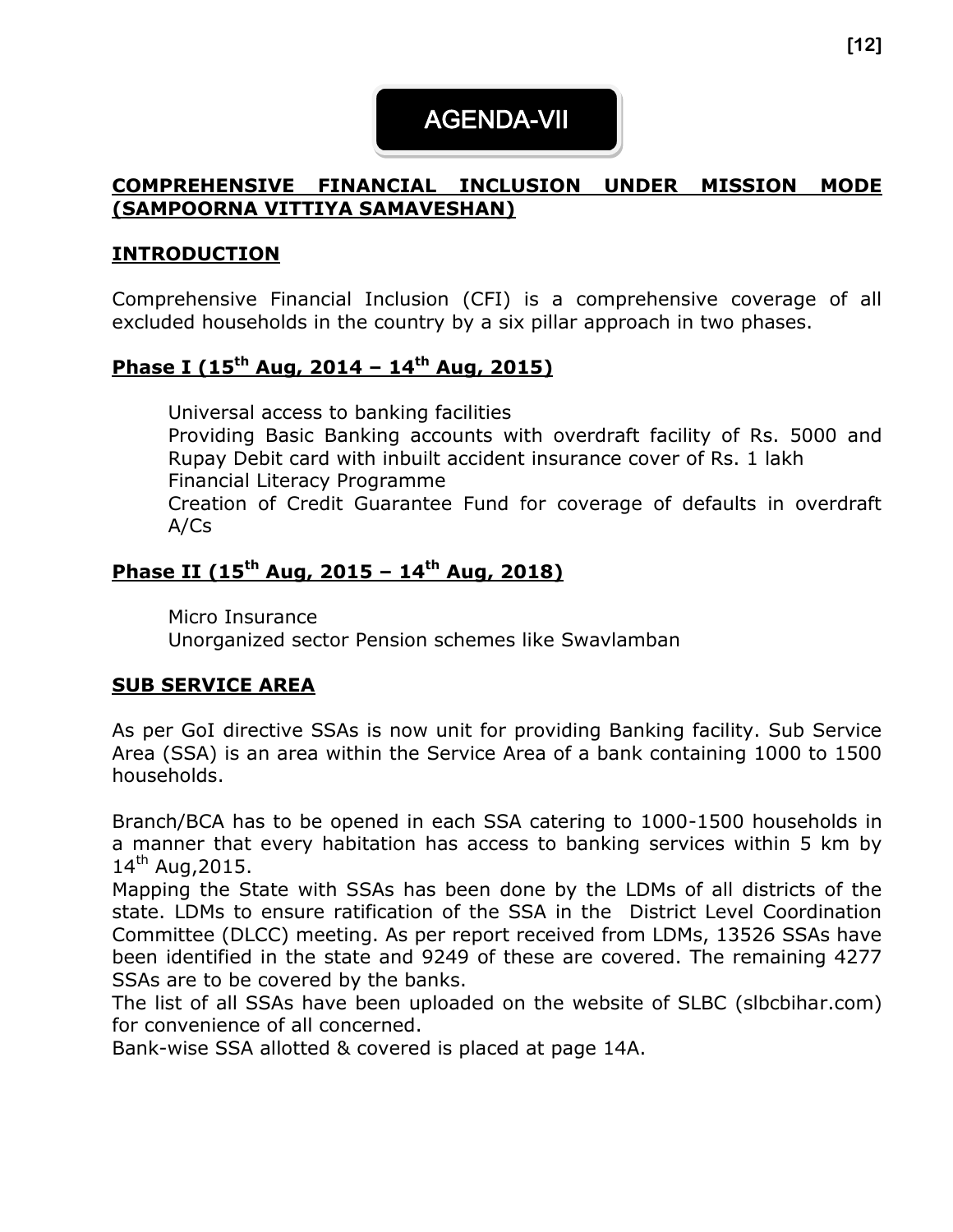# AGENDA-VII

## COMPREHENSIVE FINANCIAL INCLUSION UNDER MISSION MODE (SAMPOORNA VITTIYA SAMAVESHAN)

## INTRODUCTION

Comprehensive Financial Inclusion (CFI) is a comprehensive coverage of all excluded households in the country by a six pillar approach in two phases.

### Phase I (15th Aug, 2014 – 14th Aug, 2015)

- Universal access to banking facilities
- Providing Basic Banking accounts with overdraft facility of Rs. 5000 and Rupay Debit card with inbuilt accident insurance cover of Rs. 1 lakh
- Financial Literacy Programme
- Creation of Credit Guarantee Fund for coverage of defaults in overdraft A/Cs

### Phase II (15th Aug, 2015 – 14th Aug, 2018)

- Micro Insurance
- Unorganized sector Pension schemes like Swavlamban

## SUB SERVICE AREA

As per GoI directive SSAs is now unit for providing Banking facility. Sub Service Area (SSA) is an area within the Service Area of a bank containing 1000 to 1500 households.

Branch/BCA has to be opened in each SSA catering to 1000-1500 households in a manner that every habitation has access to banking services within 5 km by 14th Aug,2015.

Mapping the State with SSAs has been done by the LDMs of all districts of the state. LDMs to ensure ratification of the SSA in the District Level Coordination Committee (DLCC) meeting. As per report received from LDMs, 13526 SSAs have been identified in the state and 9249 of these are covered. The remaining 4277 SSAs are to be covered by the banks.

The list of all SSAs have been uploaded on the website of SLBC (slbcbihar.com) for convenience of all concerned.

Bank-wise SSA allotted & covered is placed at page 14A.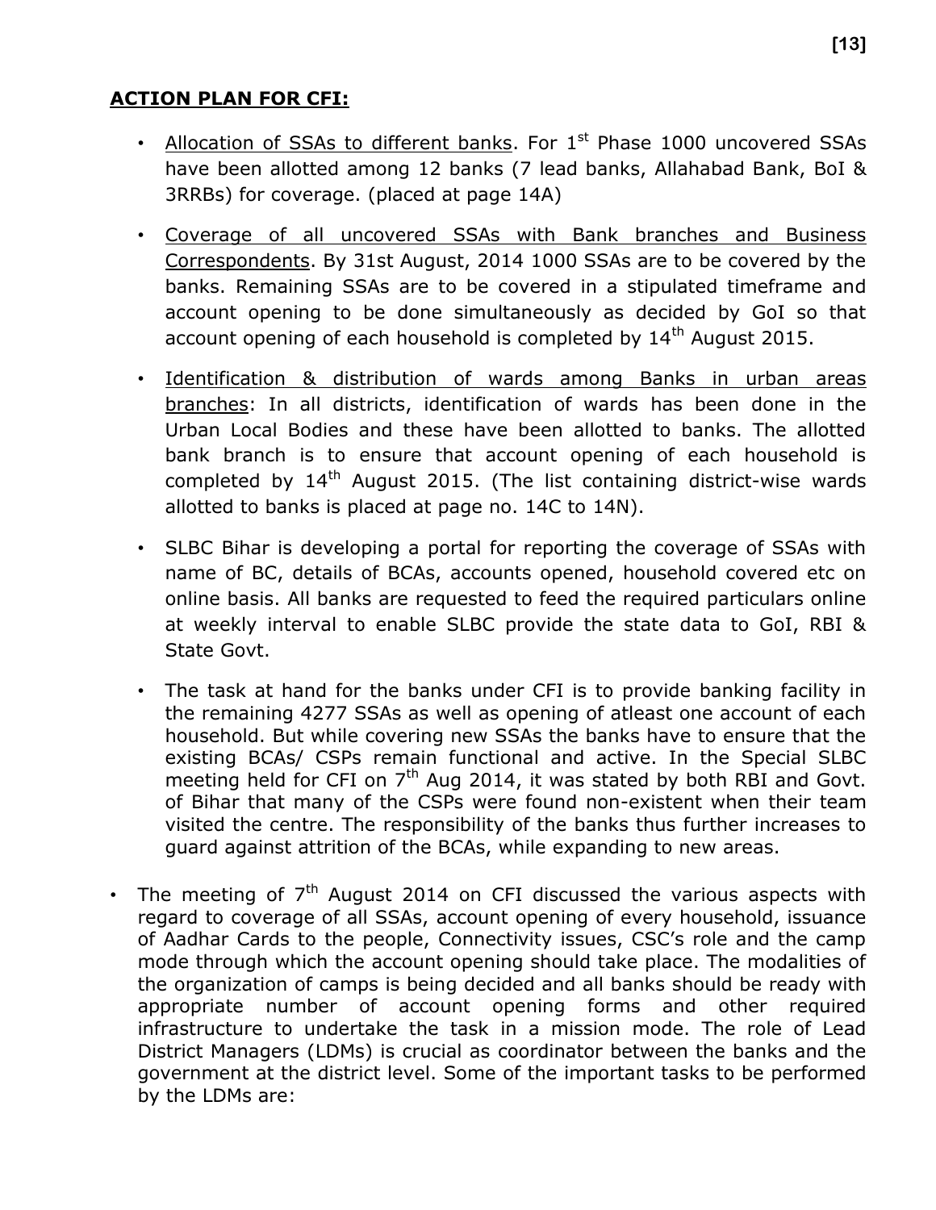## ACTION PLAN FOR CFI:

- Allocation of SSAs to different banks. For 1st Phase 1000 uncovered SSAs have been allotted among 12 banks (7 lead banks, Allahabad Bank, BoI & 3RRBs) for coverage. (placed at page 14A)
- Coverage of all uncovered SSAs with Bank branches and Business Correspondents. By 31st August, 2014 1000 SSAs are to be covered by the banks. Remaining SSAs are to be covered in a stipulated timeframe and account opening to be done simultaneously as decided by GoI so that account opening of each household is completed by 14th August 2015.
- Identification & distribution of wards among Banks in urban areas branches: In all districts, identification of wards has been done in the Urban Local Bodies and these have been allotted to banks. The allotted bank branch is to ensure that account opening of each household is completed by 14th August 2015. (The list containing district-wise wards allotted to banks is placed at page no. 14C to 14N).
- SLBC Bihar is developing a portal for reporting the coverage of SSAs with name of BC, details of BCAs, accounts opened, household covered etc on online basis. All banks are requested to feed the required particulars online at weekly interval to enable SLBC provide the state data to GoI, RBI & State Govt.
- The task at hand for the banks under CFI is to provide banking facility in the remaining 4277 SSAs as well as opening of atleast one account of each household. But while covering new SSAs the banks have to ensure that the existing BCAs/ CSPs remain functional and active. In the Special SLBC meeting held for CFI on 7th Aug 2014, it was stated by both RBI and Govt. of Bihar that many of the CSPs were found non-existent when their team visited the centre. The responsibility of the banks thus further increases to guard against attrition of the BCAs, while expanding to new areas.

- The meeting of 7th August 2014 on CFI discussed the various aspects with regard to coverage of all SSAs, account opening of every household, issuance of Aadhar Cards to the people, Connectivity issues, CSC's role and the camp mode through which the account opening should take place. The modalities of the organization of camps is being decided and all banks should be ready with appropriate number of account opening forms and other required infrastructure to undertake the task in a mission mode. The role of Lead District Managers (LDMs) is crucial as coordinator between the banks and the government at the district level. Some of the important tasks to be performed by the LDMs are: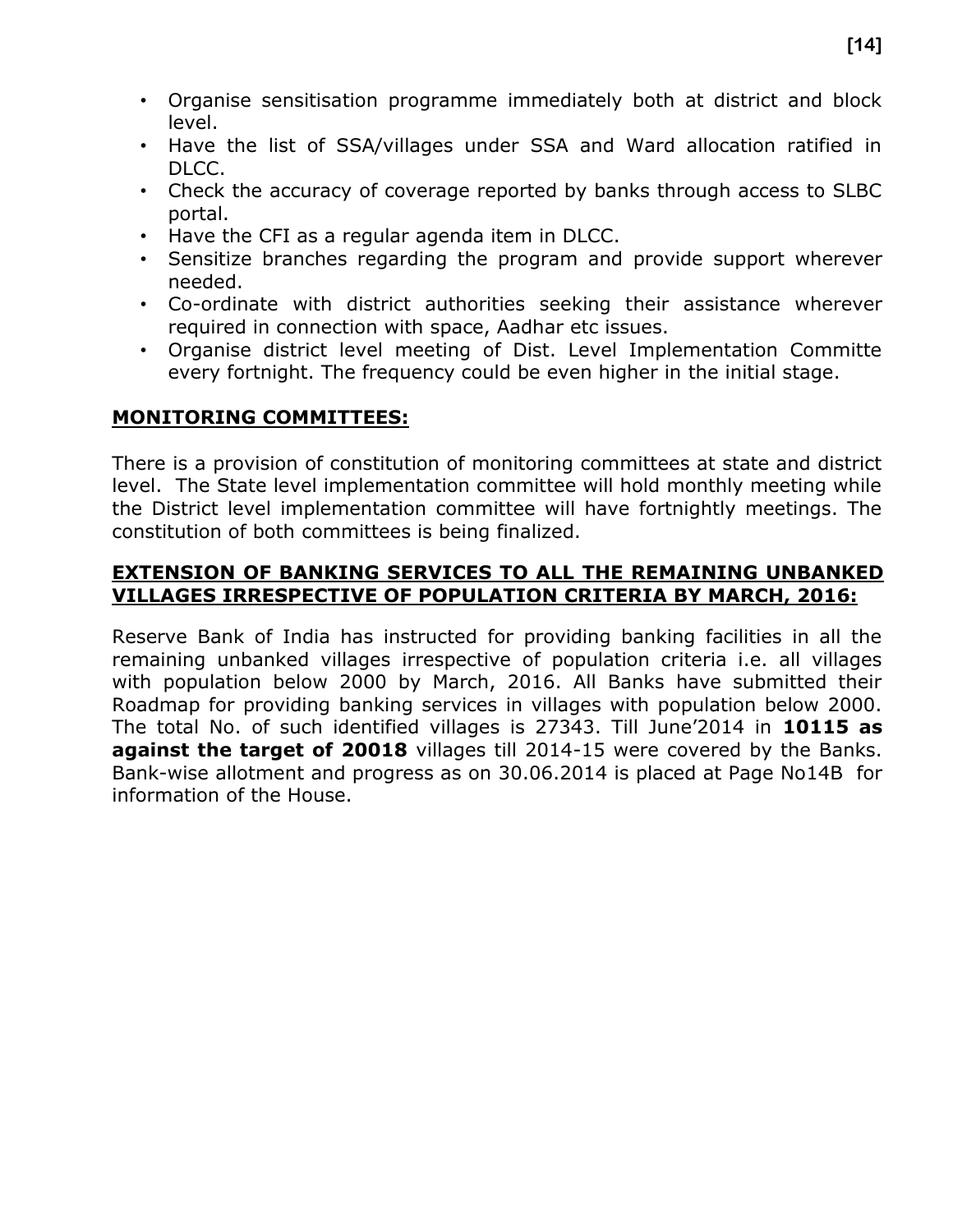- Organise sensitisation programme immediately both at district and block level.
- Have the list of SSA/villages under SSA and Ward allocation ratified in DLCC.
- Check the accuracy of coverage reported by banks through access to SLBC portal.
- Have the CFI as a regular agenda item in DLCC.
- Sensitize branches regarding the program and provide support wherever needed.
- Co-ordinate with district authorities seeking their assistance wherever required in connection with space, Aadhar etc issues.
- Organise district level meeting of Dist. Level Implementation Committe every fortnight. The frequency could be even higher in the initial stage.

## MONITORING COMMITTEES:

There is a provision of constitution of monitoring committees at state and district level. The State level implementation committee will hold monthly meeting while the District level implementation committee will have fortnightly meetings. The constitution of both committees is being finalized.

## EXTENSION OF BANKING SERVICES TO ALL THE REMAINING UNBANKED VILLAGES IRRESPECTIVE OF POPULATION CRITERIA BY MARCH, 2016:

Reserve Bank of India has instructed for providing banking facilities in all the remaining unbanked villages irrespective of population criteria i.e. all villages with population below 2000 by March, 2016. All Banks have submitted their Roadmap for providing banking services in villages with population below 2000. The total No. of such identified villages is 27343. Till June'2014 in **10115 as against the target of 20018** villages till 2014-15 were covered by the Banks. Bank-wise allotment and progress as on 30.06.2014 is placed at Page No14B for information of the House.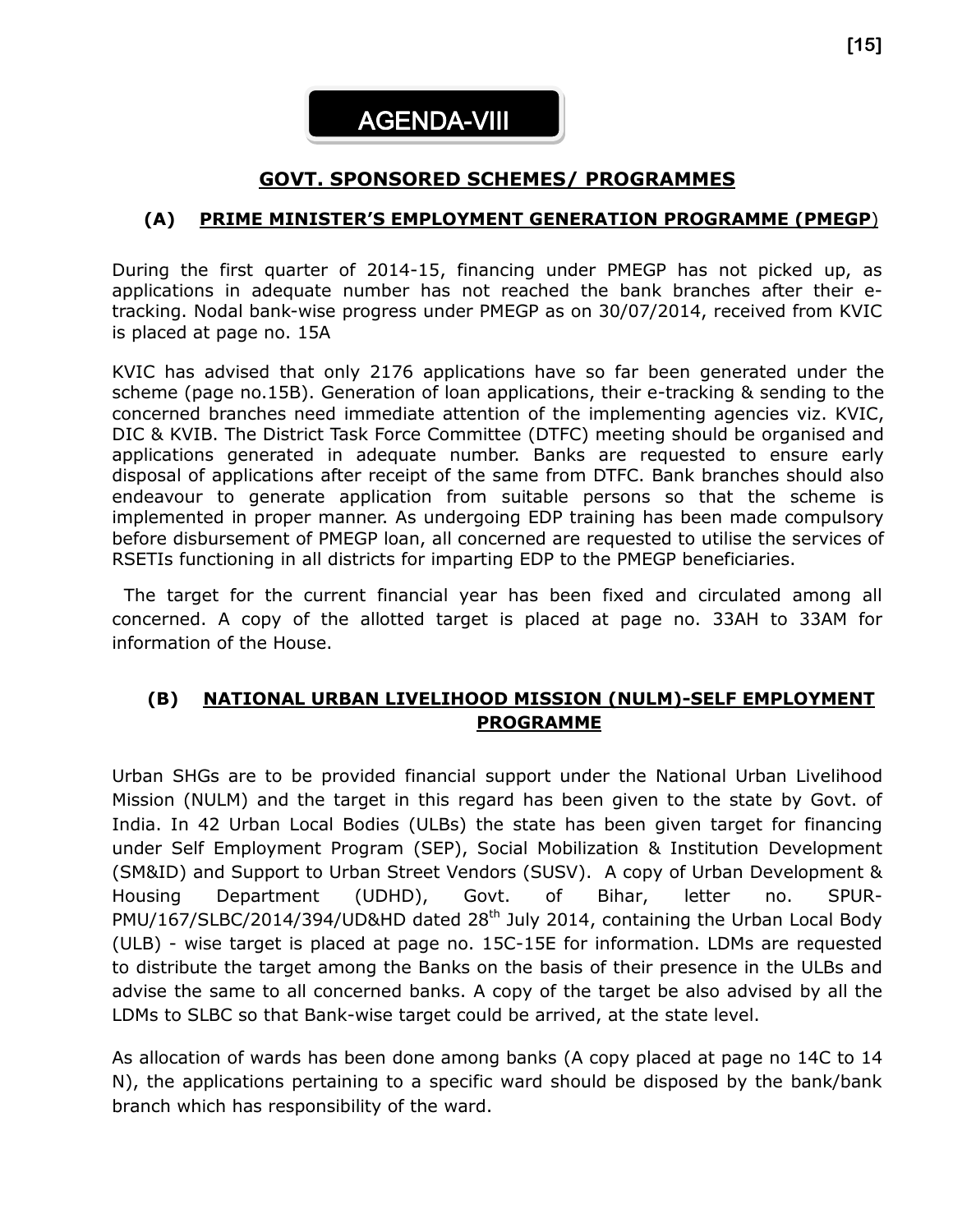# AGENDA-VIII

## GOVT. SPONSORED SCHEMES/ PROGRAMMES

### (A) PRIME MINISTER'S EMPLOYMENT GENERATION PROGRAMME (PMEGP)

During the first quarter of 2014-15, financing under PMEGP has not picked up, as applications in adequate number has not reached the bank branches after their e-tracking. Nodal bank-wise progress under PMEGP as on 30/07/2014, received from KVIC is placed at page no. 15A

KVIC has advised that only 2176 applications have so far been generated under the scheme (page no.15B). Generation of loan applications, their e-tracking & sending to the concerned branches need immediate attention of the implementing agencies viz. KVIC, DIC & KVIB. The District Task Force Committee (DTFC) meeting should be organised and applications generated in adequate number. Banks are requested to ensure early disposal of applications after receipt of the same from DTFC. Bank branches should also endeavour to generate application from suitable persons so that the scheme is implemented in proper manner. As undergoing EDP training has been made compulsory before disbursement of PMEGP loan, all concerned are requested to utilise the services of RSETIs functioning in all districts for imparting EDP to the PMEGP beneficiaries.

The target for the current financial year has been fixed and circulated among all concerned. A copy of the allotted target is placed at page no. 33AH to 33AM for information of the House.

### (B) NATIONAL URBAN LIVELIHOOD MISSION (NULM)-SELF EMPLOYMENT PROGRAMME

Urban SHGs are to be provided financial support under the National Urban Livelihood Mission (NULM) and the target in this regard has been given to the state by Govt. of India. In 42 Urban Local Bodies (ULBs) the state has been given target for financing under Self Employment Program (SEP), Social Mobilization & Institution Development (SM&ID) and Support to Urban Street Vendors (SUSV). A copy of Urban Development & Housing Department (UDHD), Govt. of Bihar, letter no. SPUR-PMU/167/SLBC/2014/394/UD&HD dated 28th July 2014, containing the Urban Local Body (ULB) - wise target is placed at page no. 15C-15E for information. LDMs are requested to distribute the target among the Banks on the basis of their presence in the ULBs and advise the same to all concerned banks. A copy of the target be also advised by all the LDMs to SLBC so that Bank-wise target could be arrived, at the state level.

As allocation of wards has been done among banks (A copy placed at page no 14C to 14 N), the applications pertaining to a specific ward should be disposed by the bank/bank branch which has responsibility of the ward.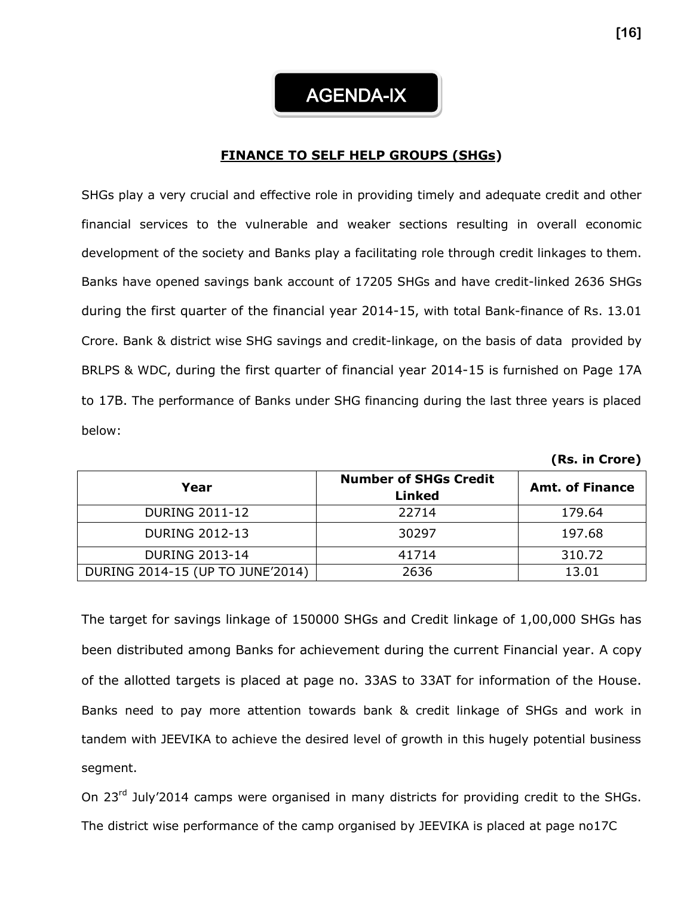# AGENDA-IX

## FINANCE TO SELF HELP GROUPS (SHGs)

SHGs play a very crucial and effective role in providing timely and adequate credit and other financial services to the vulnerable and weaker sections resulting in overall economic development of the society and Banks play a facilitating role through credit linkages to them. Banks have opened savings bank account of 17205 SHGs and have credit-linked 2636 SHGs during the first quarter of the financial year 2014-15, with total Bank-finance of Rs. 13.01 Crore. Bank & district wise SHG savings and credit-linkage, on the basis of data provided by BRLPS & WDC, during the first quarter of financial year 2014-15 is furnished on Page 17A to 17B. The performance of Banks under SHG financing during the last three years is placed below:

**(Rs. in Crore)**

| Year | Number of SHGs Credit Linked | Amt. of Finance |
|---|---|---|
| DURING 2011-12 | 22714 | 179.64 |
| DURING 2012-13 | 30297 | 197.68 |
| DURING 2013-14 | 41714 | 310.72 |
| DURING 2014-15 (UP TO JUNE'2014) | 2636 | 13.01 |

The target for savings linkage of 150000 SHGs and Credit linkage of 1,00,000 SHGs has been distributed among Banks for achievement during the current Financial year. A copy of the allotted targets is placed at page no. 33AS to 33AT for information of the House. Banks need to pay more attention towards bank & credit linkage of SHGs and work in tandem with JEEVIKA to achieve the desired level of growth in this hugely potential business segment.

On 23rd July'2014 camps were organised in many districts for providing credit to the SHGs. The district wise performance of the camp organised by JEEVIKA is placed at page no17C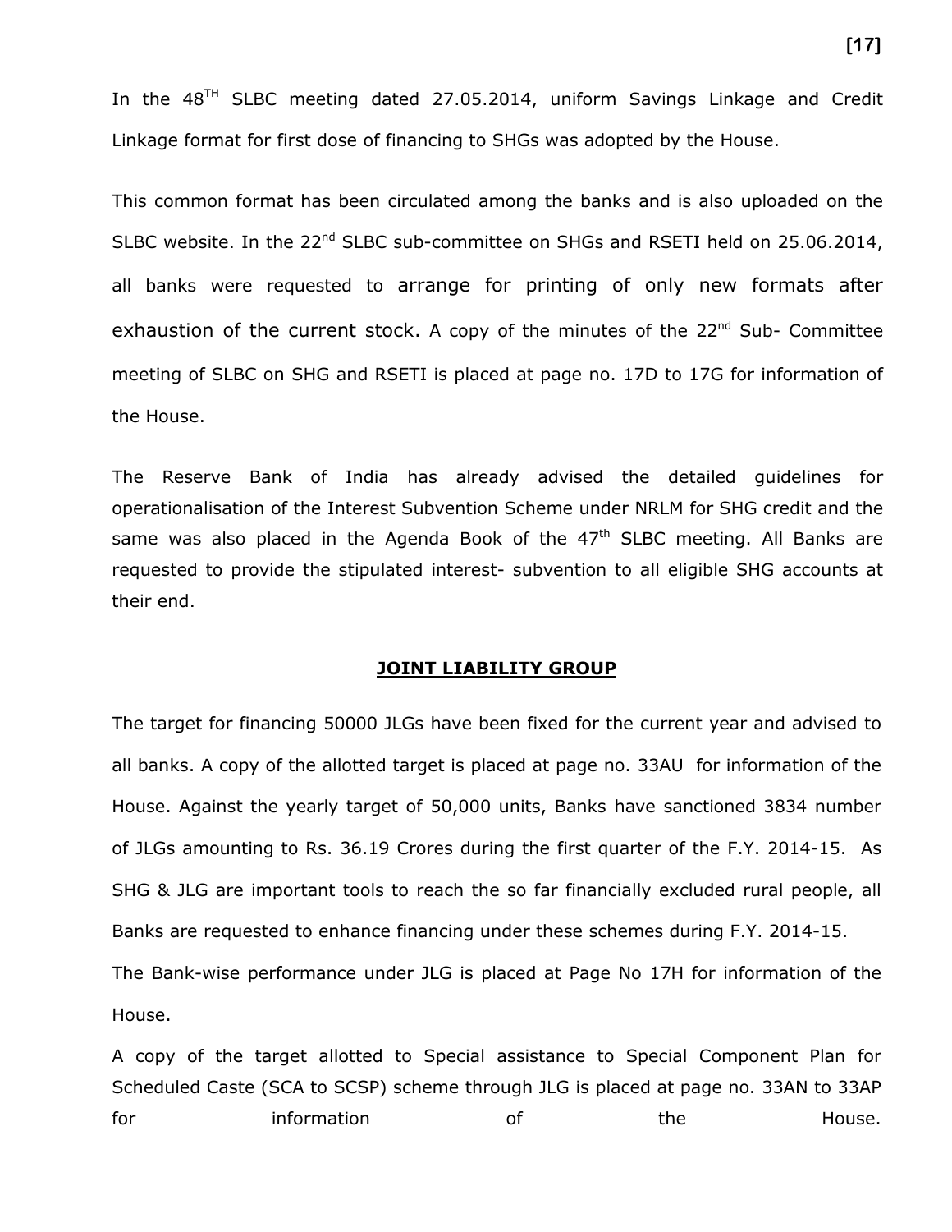In the 48[TH] SLBC meeting dated 27.05.2014, uniform Savings Linkage and Credit Linkage format for first dose of financing to SHGs was adopted by the House.

This common format has been circulated among the banks and is also uploaded on the SLBC website. In the 22[nd] SLBC sub-committee on SHGs and RSETI held on 25.06.2014, all banks were requested to arrange for printing of only new formats after exhaustion of the current stock. A copy of the minutes of the 22[nd] Sub- Committee meeting of SLBC on SHG and RSETI is placed at page no. 17D to 17G for information of the House.

The Reserve Bank of India has already advised the detailed guidelines for operationalisation of the Interest Subvention Scheme under NRLM for SHG credit and the same was also placed in the Agenda Book of the 47[th] SLBC meeting. All Banks are requested to provide the stipulated interest- subvention to all eligible SHG accounts at their end.

## JOINT LIABILITY GROUP

The target for financing 50000 JLGs have been fixed for the current year and advised to all banks. A copy of the allotted target is placed at page no. 33AU for information of the House. Against the yearly target of 50,000 units, Banks have sanctioned 3834 number of JLGs amounting to Rs. 36.19 Crores during the first quarter of the F.Y. 2014-15. As SHG & JLG are important tools to reach the so far financially excluded rural people, all Banks are requested to enhance financing under these schemes during F.Y. 2014-15.

The Bank-wise performance under JLG is placed at Page No 17H for information of the House.

A copy of the target allotted to Special assistance to Special Component Plan for Scheduled Caste (SCA to SCSP) scheme through JLG is placed at page no. 33AN to 33AP for information of the House.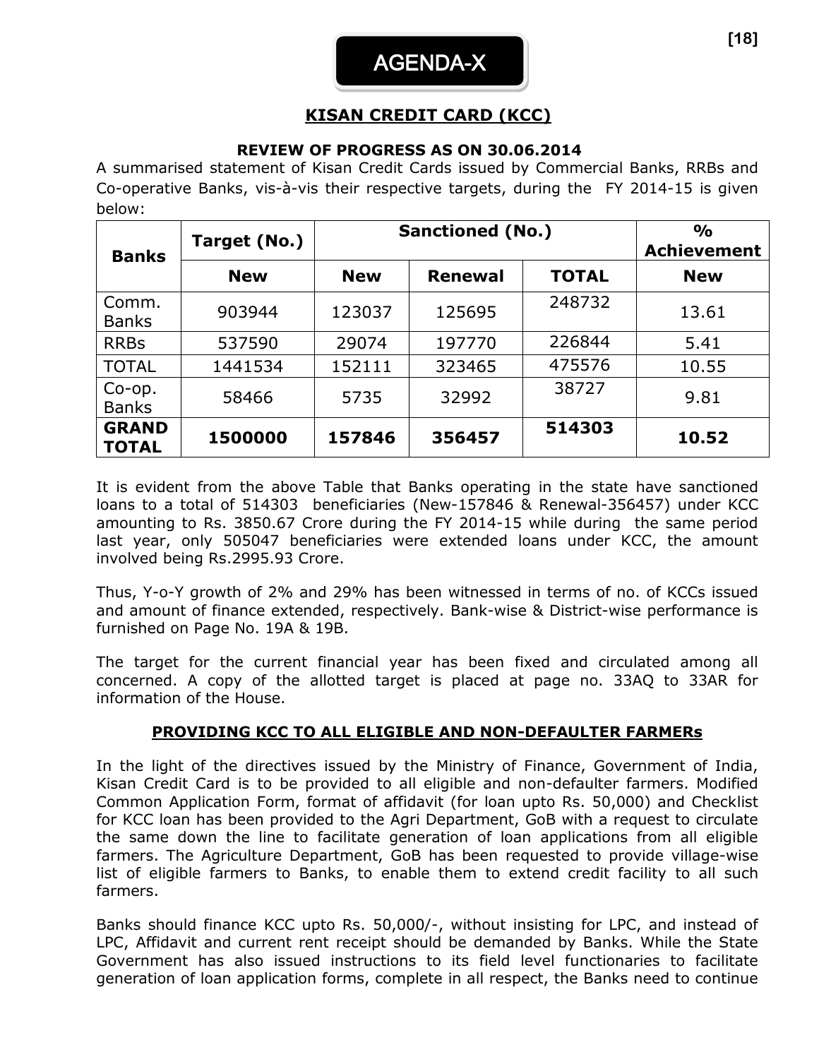AGENDA-X

## KISAN CREDIT CARD (KCC)

### REVIEW OF PROGRESS AS ON 30.06.2014

A summarised statement of Kisan Credit Cards issued by Commercial Banks, RRBs and Co-operative Banks, vis-à-vis their respective targets, during the FY 2014-15 is given below:

| Banks | Target (No.) | Sanctioned (No.) | | | % Achievement |
|---|---|---|---|---|---|
| | New | New | Renewal | TOTAL | New |
| Comm. Banks | 903944 | 123037 | 125695 | 248732 | 13.61 |
| RRBs | 537590 | 29074 | 197770 | 226844 | 5.41 |
| TOTAL | 1441534 | 152111 | 323465 | 475576 | 10.55 |
| Co-op. Banks | 58466 | 5735 | 32992 | 38727 | 9.81 |
| **GRAND TOTAL** | **1500000** | **157846** | **356457** | **514303** | **10.52** |

It is evident from the above Table that Banks operating in the state have sanctioned loans to a total of 514303 beneficiaries (New-157846 & Renewal-356457) under KCC amounting to Rs. 3850.67 Crore during the FY 2014-15 while during the same period last year, only 505047 beneficiaries were extended loans under KCC, the amount involved being Rs.2995.93 Crore.

Thus, Y-o-Y growth of 2% and 29% has been witnessed in terms of no. of KCCs issued and amount of finance extended, respectively. Bank-wise & District-wise performance is furnished on Page No. 19A & 19B.

The target for the current financial year has been fixed and circulated among all concerned. A copy of the allotted target is placed at page no. 33AQ to 33AR for information of the House.

### PROVIDING KCC TO ALL ELIGIBLE AND NON-DEFAULTER FARMERs

In the light of the directives issued by the Ministry of Finance, Government of India, Kisan Credit Card is to be provided to all eligible and non-defaulter farmers. Modified Common Application Form, format of affidavit (for loan upto Rs. 50,000) and Checklist for KCC loan has been provided to the Agri Department, GoB with a request to circulate the same down the line to facilitate generation of loan applications from all eligible farmers. The Agriculture Department, GoB has been requested to provide village-wise list of eligible farmers to Banks, to enable them to extend credit facility to all such farmers.

Banks should finance KCC upto Rs. 50,000/-, without insisting for LPC, and instead of LPC, Affidavit and current rent receipt should be demanded by Banks. While the State Government has also issued instructions to its field level functionaries to facilitate generation of loan application forms, complete in all respect, the Banks need to continue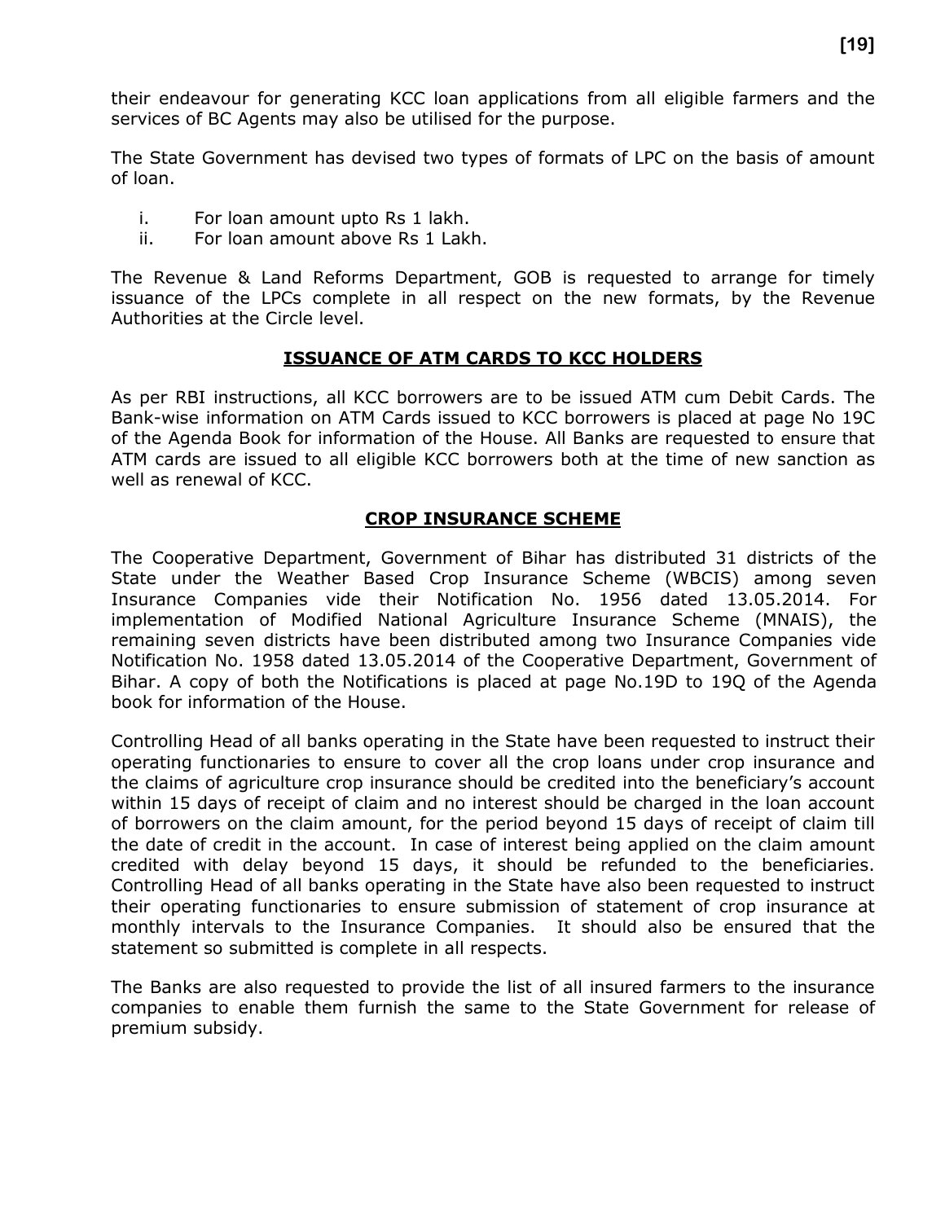their endeavour for generating KCC loan applications from all eligible farmers and the services of BC Agents may also be utilised for the purpose.

The State Government has devised two types of formats of LPC on the basis of amount of loan.

i. For loan amount upto Rs 1 lakh.
ii. For loan amount above Rs 1 Lakh.

The Revenue & Land Reforms Department, GOB is requested to arrange for timely issuance of the LPCs complete in all respect on the new formats, by the Revenue Authorities at the Circle level.

## ISSUANCE OF ATM CARDS TO KCC HOLDERS

As per RBI instructions, all KCC borrowers are to be issued ATM cum Debit Cards. The Bank-wise information on ATM Cards issued to KCC borrowers is placed at page No 19C of the Agenda Book for information of the House. All Banks are requested to ensure that ATM cards are issued to all eligible KCC borrowers both at the time of new sanction as well as renewal of KCC.

## CROP INSURANCE SCHEME

The Cooperative Department, Government of Bihar has distributed 31 districts of the State under the Weather Based Crop Insurance Scheme (WBCIS) among seven Insurance Companies vide their Notification No. 1956 dated 13.05.2014. For implementation of Modified National Agriculture Insurance Scheme (MNAIS), the remaining seven districts have been distributed among two Insurance Companies vide Notification No. 1958 dated 13.05.2014 of the Cooperative Department, Government of Bihar. A copy of both the Notifications is placed at page No.19D to 19Q of the Agenda book for information of the House.

Controlling Head of all banks operating in the State have been requested to instruct their operating functionaries to ensure to cover all the crop loans under crop insurance and the claims of agriculture crop insurance should be credited into the beneficiary's account within 15 days of receipt of claim and no interest should be charged in the loan account of borrowers on the claim amount, for the period beyond 15 days of receipt of claim till the date of credit in the account. In case of interest being applied on the claim amount credited with delay beyond 15 days, it should be refunded to the beneficiaries. Controlling Head of all banks operating in the State have also been requested to instruct their operating functionaries to ensure submission of statement of crop insurance at monthly intervals to the Insurance Companies. It should also be ensured that the statement so submitted is complete in all respects.

The Banks are also requested to provide the list of all insured farmers to the insurance companies to enable them furnish the same to the State Government for release of premium subsidy.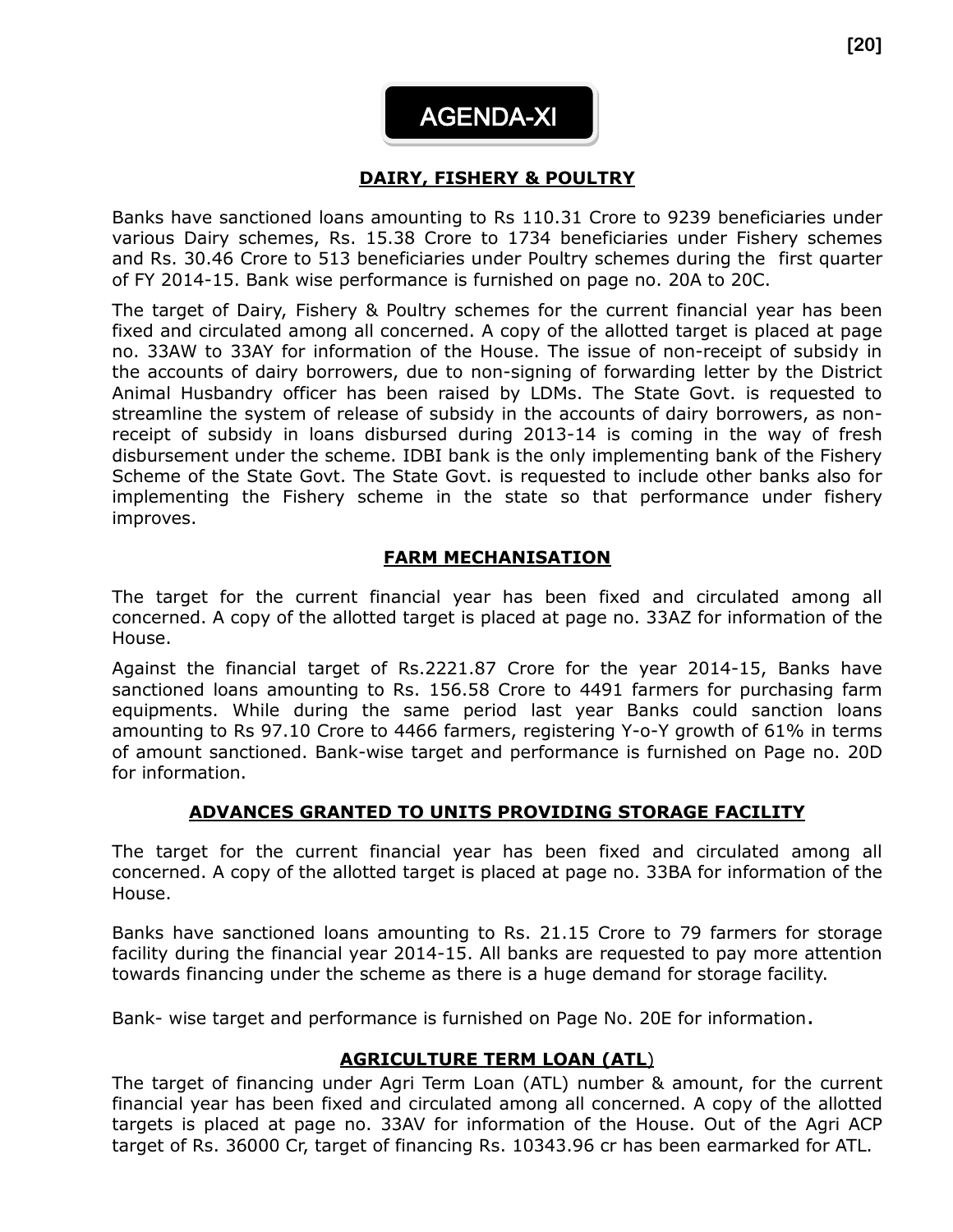# AGENDA-XI

## DAIRY, FISHERY & POULTRY

Banks have sanctioned loans amounting to Rs 110.31 Crore to 9239 beneficiaries under various Dairy schemes, Rs. 15.38 Crore to 1734 beneficiaries under Fishery schemes and Rs. 30.46 Crore to 513 beneficiaries under Poultry schemes during the first quarter of FY 2014-15. Bank wise performance is furnished on page no. 20A to 20C.

The target of Dairy, Fishery & Poultry schemes for the current financial year has been fixed and circulated among all concerned. A copy of the allotted target is placed at page no. 33AW to 33AY for information of the House. The issue of non-receipt of subsidy in the accounts of dairy borrowers, due to non-signing of forwarding letter by the District Animal Husbandry officer has been raised by LDMs. The State Govt. is requested to streamline the system of release of subsidy in the accounts of dairy borrowers, as non-receipt of subsidy in loans disbursed during 2013-14 is coming in the way of fresh disbursement under the scheme. IDBI bank is the only implementing bank of the Fishery Scheme of the State Govt. The State Govt. is requested to include other banks also for implementing the Fishery scheme in the state so that performance under fishery improves.

## FARM MECHANISATION

The target for the current financial year has been fixed and circulated among all concerned. A copy of the allotted target is placed at page no. 33AZ for information of the House.

Against the financial target of Rs.2221.87 Crore for the year 2014-15, Banks have sanctioned loans amounting to Rs. 156.58 Crore to 4491 farmers for purchasing farm equipments. While during the same period last year Banks could sanction loans amounting to Rs 97.10 Crore to 4466 farmers, registering Y-o-Y growth of 61% in terms of amount sanctioned. Bank-wise target and performance is furnished on Page no. 20D for information.

## ADVANCES GRANTED TO UNITS PROVIDING STORAGE FACILITY

The target for the current financial year has been fixed and circulated among all concerned. A copy of the allotted target is placed at page no. 33BA for information of the House.

Banks have sanctioned loans amounting to Rs. 21.15 Crore to 79 farmers for storage facility during the financial year 2014-15. All banks are requested to pay more attention towards financing under the scheme as there is a huge demand for storage facility.

Bank- wise target and performance is furnished on Page No. 20E for information.

## AGRICULTURE TERM LOAN (ATL)

The target of financing under Agri Term Loan (ATL) number & amount, for the current financial year has been fixed and circulated among all concerned. A copy of the allotted targets is placed at page no. 33AV for information of the House. Out of the Agri ACP target of Rs. 36000 Cr, target of financing Rs. 10343.96 cr has been earmarked for ATL.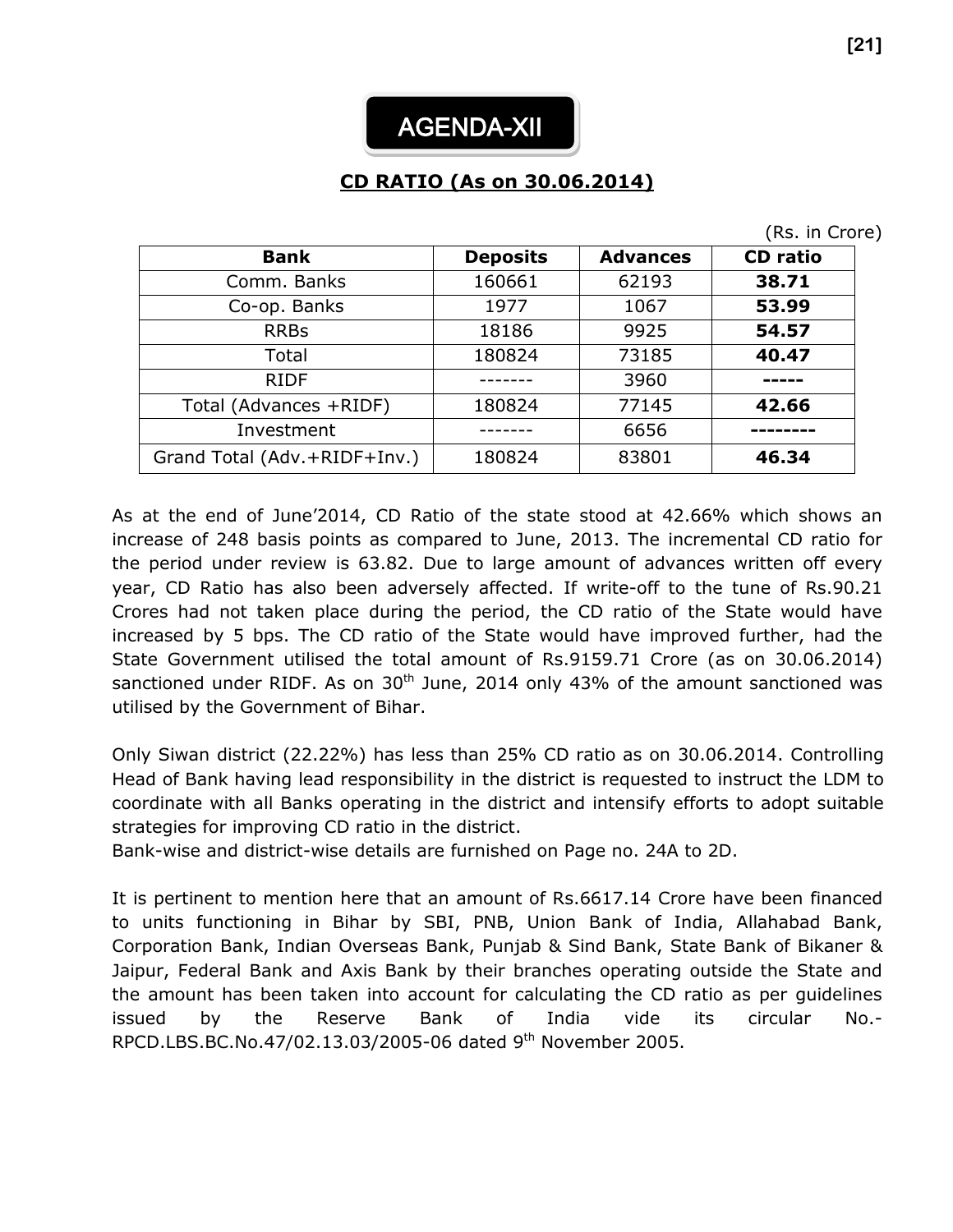# AGENDA-XII

## CD RATIO (As on 30.06.2014)

(Rs. in Crore)

| Bank | Deposits | Advances | CD ratio |
|---|---|---|---|
| Comm. Banks | 160661 | 62193 | **38.71** |
| Co-op. Banks | 1977 | 1067 | **53.99** |
| RRBs | 18186 | 9925 | **54.57** |
| Total | 180824 | 73185 | **40.47** |
| RIDF | ------- | 3960 | **-----** |
| Total (Advances +RIDF) | 180824 | 77145 | **42.66** |
| Investment | ------- | 6656 | **--------** |
| Grand Total (Adv.+RIDF+Inv.) | 180824 | 83801 | **46.34** |

As at the end of June'2014, CD Ratio of the state stood at 42.66% which shows an increase of 248 basis points as compared to June, 2013. The incremental CD ratio for the period under review is 63.82. Due to large amount of advances written off every year, CD Ratio has also been adversely affected. If write-off to the tune of Rs.90.21 Crores had not taken place during the period, the CD ratio of the State would have increased by 5 bps. The CD ratio of the State would have improved further, had the State Government utilised the total amount of Rs.9159.71 Crore (as on 30.06.2014) sanctioned under RIDF. As on 30th June, 2014 only 43% of the amount sanctioned was utilised by the Government of Bihar.

Only Siwan district (22.22%) has less than 25% CD ratio as on 30.06.2014. Controlling Head of Bank having lead responsibility in the district is requested to instruct the LDM to coordinate with all Banks operating in the district and intensify efforts to adopt suitable strategies for improving CD ratio in the district.
Bank-wise and district-wise details are furnished on Page no. 24A to 2D.

It is pertinent to mention here that an amount of Rs.6617.14 Crore have been financed to units functioning in Bihar by SBI, PNB, Union Bank of India, Allahabad Bank, Corporation Bank, Indian Overseas Bank, Punjab & Sind Bank, State Bank of Bikaner & Jaipur, Federal Bank and Axis Bank by their branches operating outside the State and the amount has been taken into account for calculating the CD ratio as per guidelines issued by the Reserve Bank of India vide its circular No.-RPCD.LBS.BC.No.47/02.13.03/2005-06 dated 9th November 2005.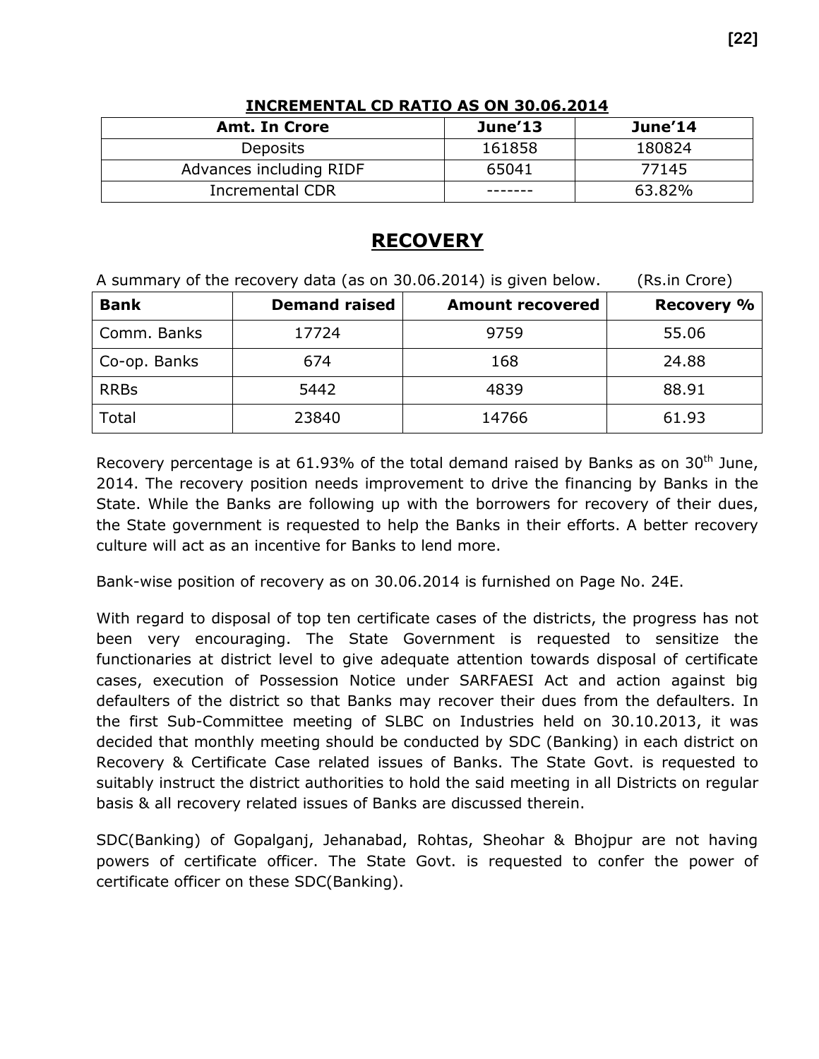**INCREMENTAL CD RATIO AS ON 30.06.2014**

| Amt. In Crore | June'13 | June'14 |
|---|---|---|
| Deposits | 161858 | 180824 |
| Advances including RIDF | 65041 | 77145 |
| Incremental CDR | ------- | 63.82% |

# RECOVERY

A summary of the recovery data (as on 30.06.2014) is given below. (Rs.in Crore)

| Bank | Demand raised | Amount recovered | Recovery % |
|---|---|---|---|
| Comm. Banks | 17724 | 9759 | 55.06 |
| Co-op. Banks | 674 | 168 | 24.88 |
| RRBs | 5442 | 4839 | 88.91 |
| Total | 23840 | 14766 | 61.93 |

Recovery percentage is at 61.93% of the total demand raised by Banks as on 30th June, 2014. The recovery position needs improvement to drive the financing by Banks in the State. While the Banks are following up with the borrowers for recovery of their dues, the State government is requested to help the Banks in their efforts. A better recovery culture will act as an incentive for Banks to lend more.

Bank-wise position of recovery as on 30.06.2014 is furnished on Page No. 24E.

With regard to disposal of top ten certificate cases of the districts, the progress has not been very encouraging. The State Government is requested to sensitize the functionaries at district level to give adequate attention towards disposal of certificate cases, execution of Possession Notice under SARFAESI Act and action against big defaulters of the district so that Banks may recover their dues from the defaulters. In the first Sub-Committee meeting of SLBC on Industries held on 30.10.2013, it was decided that monthly meeting should be conducted by SDC (Banking) in each district on Recovery & Certificate Case related issues of Banks. The State Govt. is requested to suitably instruct the district authorities to hold the said meeting in all Districts on regular basis & all recovery related issues of Banks are discussed therein.

SDC(Banking) of Gopalganj, Jehanabad, Rohtas, Sheohar & Bhojpur are not having powers of certificate officer. The State Govt. is requested to confer the power of certificate officer on these SDC(Banking).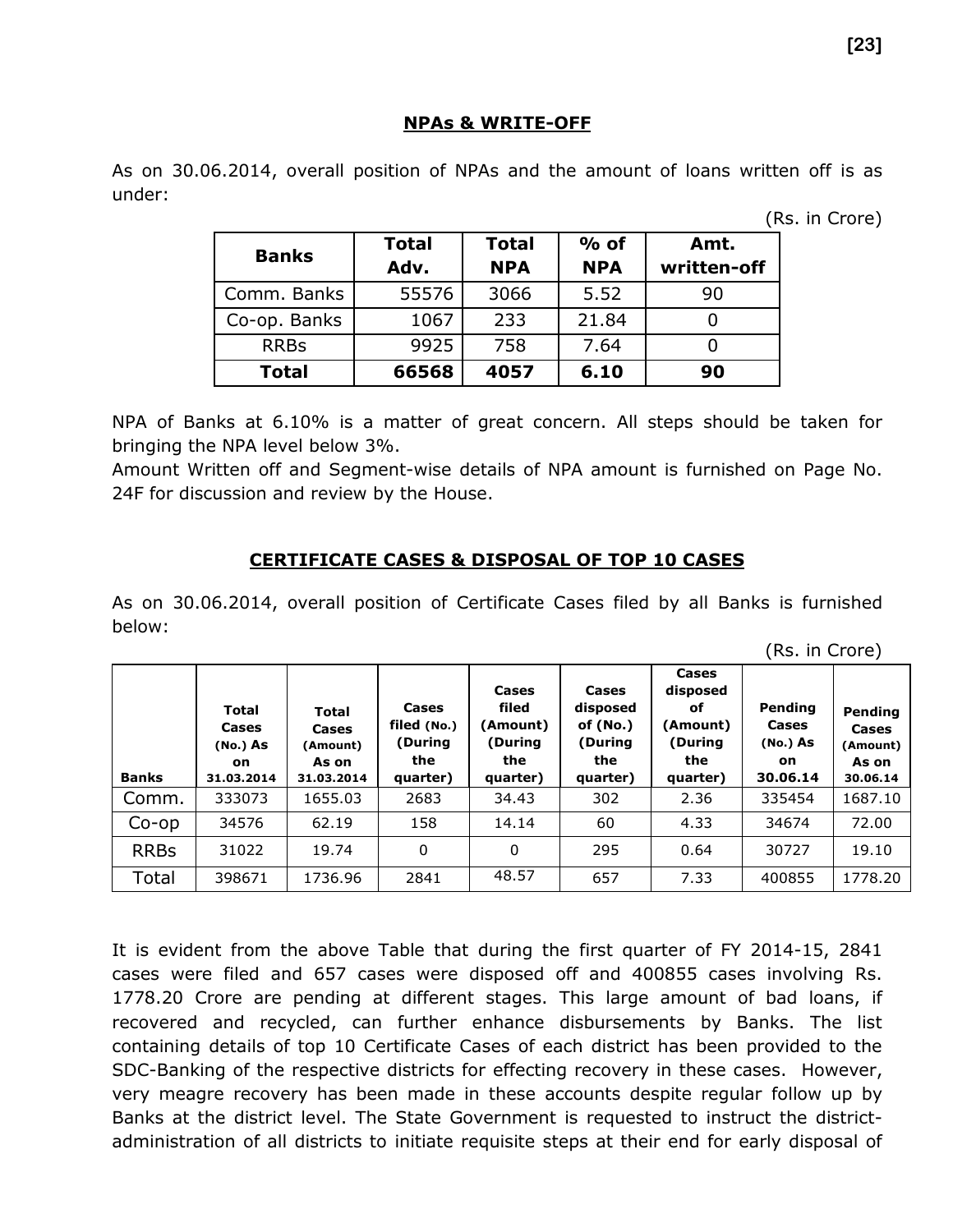## NPAs & WRITE-OFF

As on 30.06.2014, overall position of NPAs and the amount of loans written off is as under:

(Rs. in Crore)

| Banks | Total Adv. | Total NPA | % of NPA | Amt. written-off |
|---|---|---|---|---|
| Comm. Banks | 55576 | 3066 | 5.52 | 90 |
| Co-op. Banks | 1067 | 233 | 21.84 | 0 |
| RRBs | 9925 | 758 | 7.64 | 0 |
| **Total** | **66568** | **4057** | **6.10** | **90** |

NPA of Banks at 6.10% is a matter of great concern. All steps should be taken for bringing the NPA level below 3%.
Amount Written off and Segment-wise details of NPA amount is furnished on Page No. 24F for discussion and review by the House.

## CERTIFICATE CASES & DISPOSAL OF TOP 10 CASES

As on 30.06.2014, overall position of Certificate Cases filed by all Banks is furnished below:

(Rs. in Crore)

| Banks | Total Cases (No.) As on 31.03.2014 | Total Cases (Amount) As on 31.03.2014 | Cases filed (No.) (During the quarter) | Cases filed (Amount) (During the quarter) | Cases disposed of (No.) (During the quarter) | Cases disposed of (Amount) (During the quarter) | Pending Cases (No.) As on 30.06.14 | Pending Cases (Amount) As on 30.06.14 |
|---|---|---|---|---|---|---|---|---|
| Comm. | 333073 | 1655.03 | 2683 | 34.43 | 302 | 2.36 | 335454 | 1687.10 |
| Co-op | 34576 | 62.19 | 158 | 14.14 | 60 | 4.33 | 34674 | 72.00 |
| RRBs | 31022 | 19.74 | 0 | 0 | 295 | 0.64 | 30727 | 19.10 |
| Total | 398671 | 1736.96 | 2841 | 48.57 | 657 | 7.33 | 400855 | 1778.20 |

It is evident from the above Table that during the first quarter of FY 2014-15, 2841 cases were filed and 657 cases were disposed off and 400855 cases involving Rs. 1778.20 Crore are pending at different stages. This large amount of bad loans, if recovered and recycled, can further enhance disbursements by Banks. The list containing details of top 10 Certificate Cases of each district has been provided to the SDC-Banking of the respective districts for effecting recovery in these cases. However, very meagre recovery has been made in these accounts despite regular follow up by Banks at the district level. The State Government is requested to instruct the district-administration of all districts to initiate requisite steps at their end for early disposal of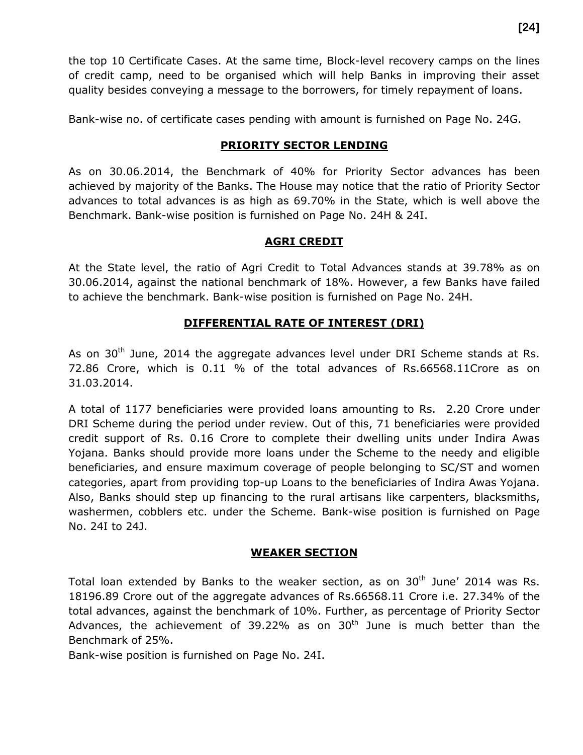the top 10 Certificate Cases. At the same time, Block-level recovery camps on the lines of credit camp, need to be organised which will help Banks in improving their asset quality besides conveying a message to the borrowers, for timely repayment of loans.

Bank-wise no. of certificate cases pending with amount is furnished on Page No. 24G.

## PRIORITY SECTOR LENDING

As on 30.06.2014, the Benchmark of 40% for Priority Sector advances has been achieved by majority of the Banks. The House may notice that the ratio of Priority Sector advances to total advances is as high as 69.70% in the State, which is well above the Benchmark. Bank-wise position is furnished on Page No. 24H & 24I.

## AGRI CREDIT

At the State level, the ratio of Agri Credit to Total Advances stands at 39.78% as on 30.06.2014, against the national benchmark of 18%. However, a few Banks have failed to achieve the benchmark. Bank-wise position is furnished on Page No. 24H.

## DIFFERENTIAL RATE OF INTEREST (DRI)

As on 30th June, 2014 the aggregate advances level under DRI Scheme stands at Rs. 72.86 Crore, which is 0.11 % of the total advances of Rs.66568.11Crore as on 31.03.2014.

A total of 1177 beneficiaries were provided loans amounting to Rs. 2.20 Crore under DRI Scheme during the period under review. Out of this, 71 beneficiaries were provided credit support of Rs. 0.16 Crore to complete their dwelling units under Indira Awas Yojana. Banks should provide more loans under the Scheme to the needy and eligible beneficiaries, and ensure maximum coverage of people belonging to SC/ST and women categories, apart from providing top-up Loans to the beneficiaries of Indira Awas Yojana. Also, Banks should step up financing to the rural artisans like carpenters, blacksmiths, washermen, cobblers etc. under the Scheme. Bank-wise position is furnished on Page No. 24I to 24J.

## WEAKER SECTION

Total loan extended by Banks to the weaker section, as on 30th June' 2014 was Rs. 18196.89 Crore out of the aggregate advances of Rs.66568.11 Crore i.e. 27.34% of the total advances, against the benchmark of 10%. Further, as percentage of Priority Sector Advances, the achievement of 39.22% as on 30th June is much better than the Benchmark of 25%.

Bank-wise position is furnished on Page No. 24I.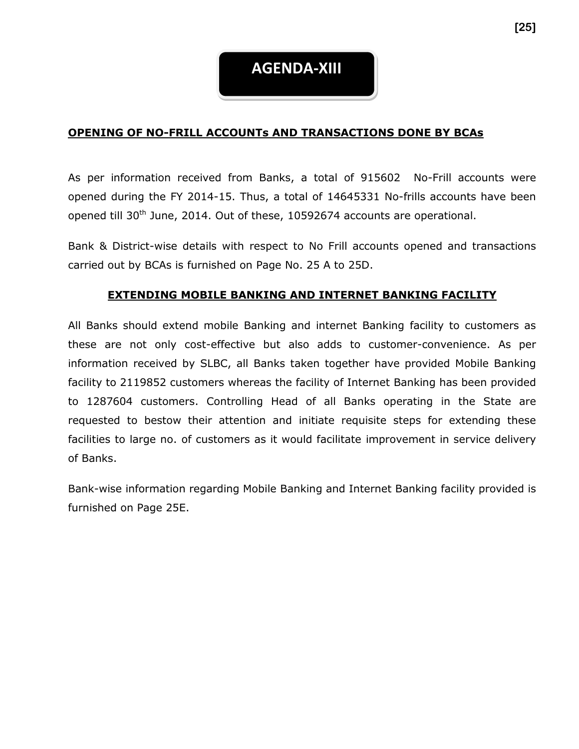# AGENDA-XIII

## OPENING OF NO-FRILL ACCOUNTs AND TRANSACTIONS DONE BY BCAs

As per information received from Banks, a total of 915602 No-Frill accounts were opened during the FY 2014-15. Thus, a total of 14645331 No-frills accounts have been opened till 30th June, 2014. Out of these, 10592674 accounts are operational.

Bank & District-wise details with respect to No Frill accounts opened and transactions carried out by BCAs is furnished on Page No. 25 A to 25D.

## EXTENDING MOBILE BANKING AND INTERNET BANKING FACILITY

All Banks should extend mobile Banking and internet Banking facility to customers as these are not only cost-effective but also adds to customer-convenience. As per information received by SLBC, all Banks taken together have provided Mobile Banking facility to 2119852 customers whereas the facility of Internet Banking has been provided to 1287604 customers. Controlling Head of all Banks operating in the State are requested to bestow their attention and initiate requisite steps for extending these facilities to large no. of customers as it would facilitate improvement in service delivery of Banks.

Bank-wise information regarding Mobile Banking and Internet Banking facility provided is furnished on Page 25E.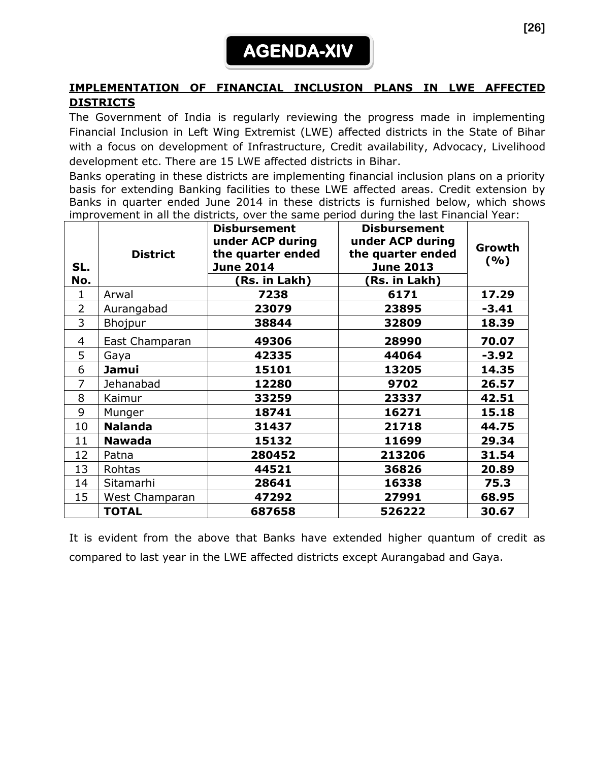# AGENDA-XIV

## IMPLEMENTATION OF FINANCIAL INCLUSION PLANS IN LWE AFFECTED DISTRICTS

The Government of India is regularly reviewing the progress made in implementing Financial Inclusion in Left Wing Extremist (LWE) affected districts in the State of Bihar with a focus on development of Infrastructure, Credit availability, Advocacy, Livelihood development etc. There are 15 LWE affected districts in Bihar.

Banks operating in these districts are implementing financial inclusion plans on a priority basis for extending Banking facilities to these LWE affected areas. Credit extension by Banks in quarter ended June 2014 in these districts is furnished below, which shows improvement in all the districts, over the same period during the last Financial Year:

| SL. No. | District | Disbursement under ACP during the quarter ended June 2014 (Rs. in Lakh) | Disbursement under ACP during the quarter ended June 2013 (Rs. in Lakh) | Growth (%) |
|---|---|---|---|---|
| 1 | Arwal | **7238** | **6171** | **17.29** |
| 2 | Aurangabad | **23079** | **23895** | **-3.41** |
| 3 | Bhojpur | **38844** | **32809** | **18.39** |
| 4 | East Champaran | **49306** | **28990** | **70.07** |
| 5 | Gaya | **42335** | **44064** | **-3.92** |
| 6 | **Jamui** | **15101** | **13205** | **14.35** |
| 7 | Jehanabad | **12280** | **9702** | **26.57** |
| 8 | Kaimur | **33259** | **23337** | **42.51** |
| 9 | Munger | **18741** | **16271** | **15.18** |
| 10 | **Nalanda** | **31437** | **21718** | **44.75** |
| 11 | **Nawada** | **15132** | **11699** | **29.34** |
| 12 | Patna | **280452** | **213206** | **31.54** |
| 13 | Rohtas | **44521** | **36826** | **20.89** |
| 14 | Sitamarhi | **28641** | **16338** | **75.3** |
| 15 | West Champaran | **47292** | **27991** | **68.95** |
| | **TOTAL** | **687658** | **526222** | **30.67** |

It is evident from the above that Banks have extended higher quantum of credit as compared to last year in the LWE affected districts except Aurangabad and Gaya.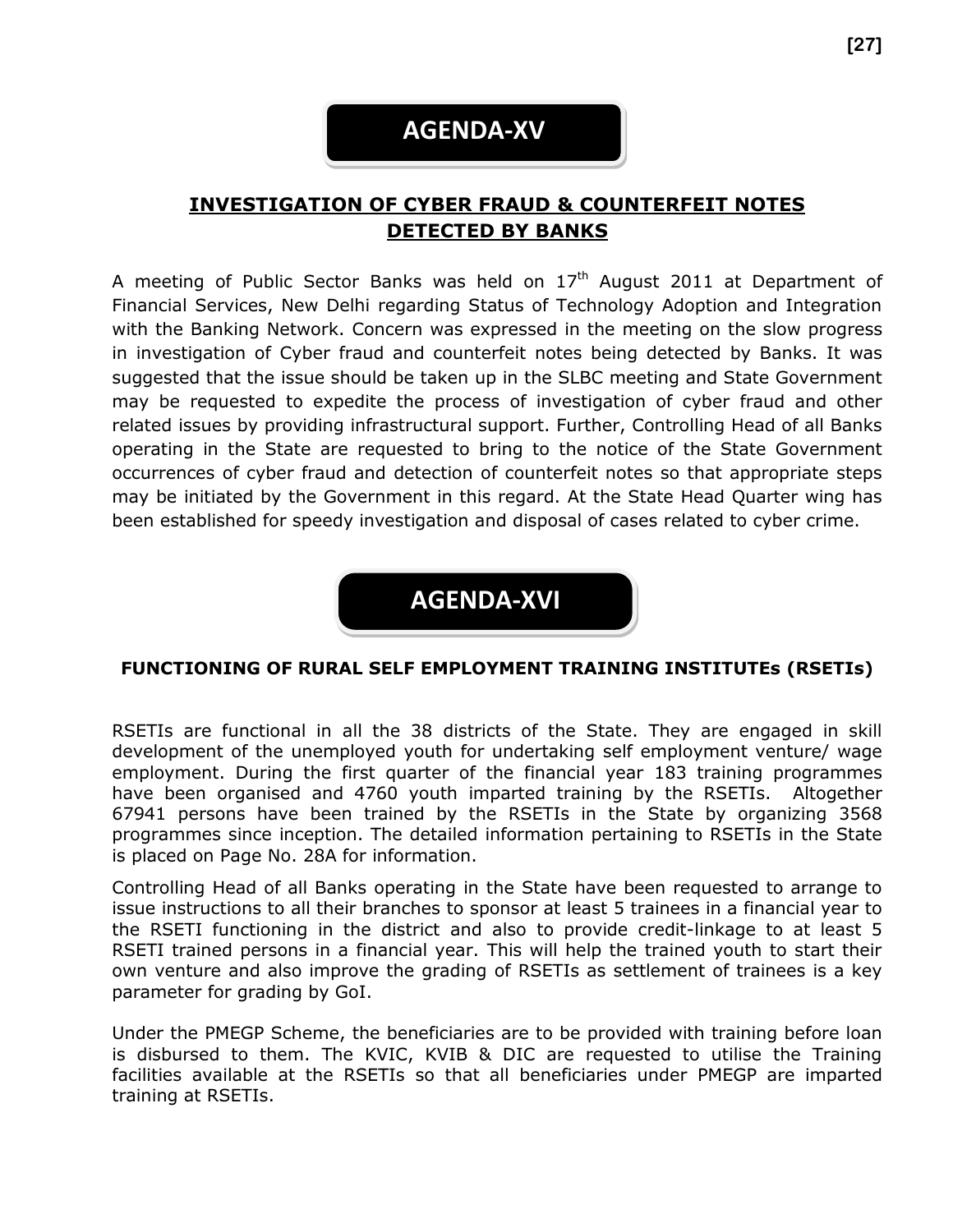# AGENDA-XV

## INVESTIGATION OF CYBER FRAUD & COUNTERFEIT NOTES DETECTED BY BANKS

A meeting of Public Sector Banks was held on 17th August 2011 at Department of Financial Services, New Delhi regarding Status of Technology Adoption and Integration with the Banking Network. Concern was expressed in the meeting on the slow progress in investigation of Cyber fraud and counterfeit notes being detected by Banks. It was suggested that the issue should be taken up in the SLBC meeting and State Government may be requested to expedite the process of investigation of cyber fraud and other related issues by providing infrastructural support. Further, Controlling Head of all Banks operating in the State are requested to bring to the notice of the State Government occurrences of cyber fraud and detection of counterfeit notes so that appropriate steps may be initiated by the Government in this regard. At the State Head Quarter wing has been established for speedy investigation and disposal of cases related to cyber crime.

# AGENDA-XVI

## FUNCTIONING OF RURAL SELF EMPLOYMENT TRAINING INSTITUTEs (RSETIs)

RSETIs are functional in all the 38 districts of the State. They are engaged in skill development of the unemployed youth for undertaking self employment venture/ wage employment. During the first quarter of the financial year 183 training programmes have been organised and 4760 youth imparted training by the RSETIs. Altogether 67941 persons have been trained by the RSETIs in the State by organizing 3568 programmes since inception. The detailed information pertaining to RSETIs in the State is placed on Page No. 28A for information.

Controlling Head of all Banks operating in the State have been requested to arrange to issue instructions to all their branches to sponsor at least 5 trainees in a financial year to the RSETI functioning in the district and also to provide credit-linkage to at least 5 RSETI trained persons in a financial year. This will help the trained youth to start their own venture and also improve the grading of RSETIs as settlement of trainees is a key parameter for grading by GoI.

Under the PMEGP Scheme, the beneficiaries are to be provided with training before loan is disbursed to them. The KVIC, KVIB & DIC are requested to utilise the Training facilities available at the RSETIs so that all beneficiaries under PMEGP are imparted training at RSETIs.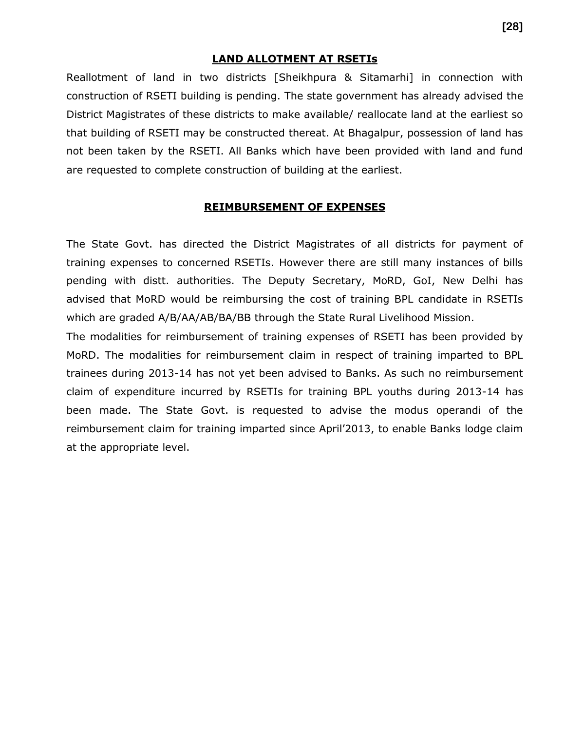## LAND ALLOTMENT AT RSETIs

Reallotment of land in two districts [Sheikhpura & Sitamarhi] in connection with construction of RSETI building is pending. The state government has already advised the District Magistrates of these districts to make available/ reallocate land at the earliest so that building of RSETI may be constructed thereat. At Bhagalpur, possession of land has not been taken by the RSETI. All Banks which have been provided with land and fund are requested to complete construction of building at the earliest.

## REIMBURSEMENT OF EXPENSES

The State Govt. has directed the District Magistrates of all districts for payment of training expenses to concerned RSETIs. However there are still many instances of bills pending with distt. authorities. The Deputy Secretary, MoRD, GoI, New Delhi has advised that MoRD would be reimbursing the cost of training BPL candidate in RSETIs which are graded A/B/AA/AB/BA/BB through the State Rural Livelihood Mission.

The modalities for reimbursement of training expenses of RSETI has been provided by MoRD. The modalities for reimbursement claim in respect of training imparted to BPL trainees during 2013-14 has not yet been advised to Banks. As such no reimbursement claim of expenditure incurred by RSETIs for training BPL youths during 2013-14 has been made. The State Govt. is requested to advise the modus operandi of the reimbursement claim for training imparted since April'2013, to enable Banks lodge claim at the appropriate level.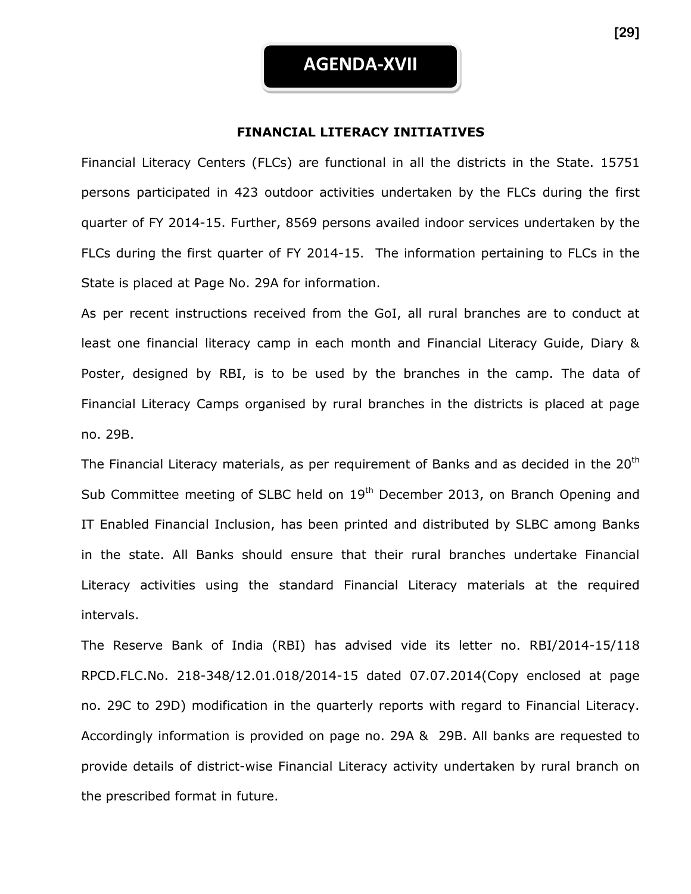# AGENDA-XVII

## FINANCIAL LITERACY INITIATIVES

Financial Literacy Centers (FLCs) are functional in all the districts in the State. 15751 persons participated in 423 outdoor activities undertaken by the FLCs during the first quarter of FY 2014-15. Further, 8569 persons availed indoor services undertaken by the FLCs during the first quarter of FY 2014-15. The information pertaining to FLCs in the State is placed at Page No. 29A for information.

As per recent instructions received from the GoI, all rural branches are to conduct at least one financial literacy camp in each month and Financial Literacy Guide, Diary & Poster, designed by RBI, is to be used by the branches in the camp. The data of Financial Literacy Camps organised by rural branches in the districts is placed at page no. 29B.

The Financial Literacy materials, as per requirement of Banks and as decided in the 20th Sub Committee meeting of SLBC held on 19th December 2013, on Branch Opening and IT Enabled Financial Inclusion, has been printed and distributed by SLBC among Banks in the state. All Banks should ensure that their rural branches undertake Financial Literacy activities using the standard Financial Literacy materials at the required intervals.

The Reserve Bank of India (RBI) has advised vide its letter no. RBI/2014-15/118 RPCD.FLC.No. 218-348/12.01.018/2014-15 dated 07.07.2014(Copy enclosed at page no. 29C to 29D) modification in the quarterly reports with regard to Financial Literacy. Accordingly information is provided on page no. 29A & 29B. All banks are requested to provide details of district-wise Financial Literacy activity undertaken by rural branch on the prescribed format in future.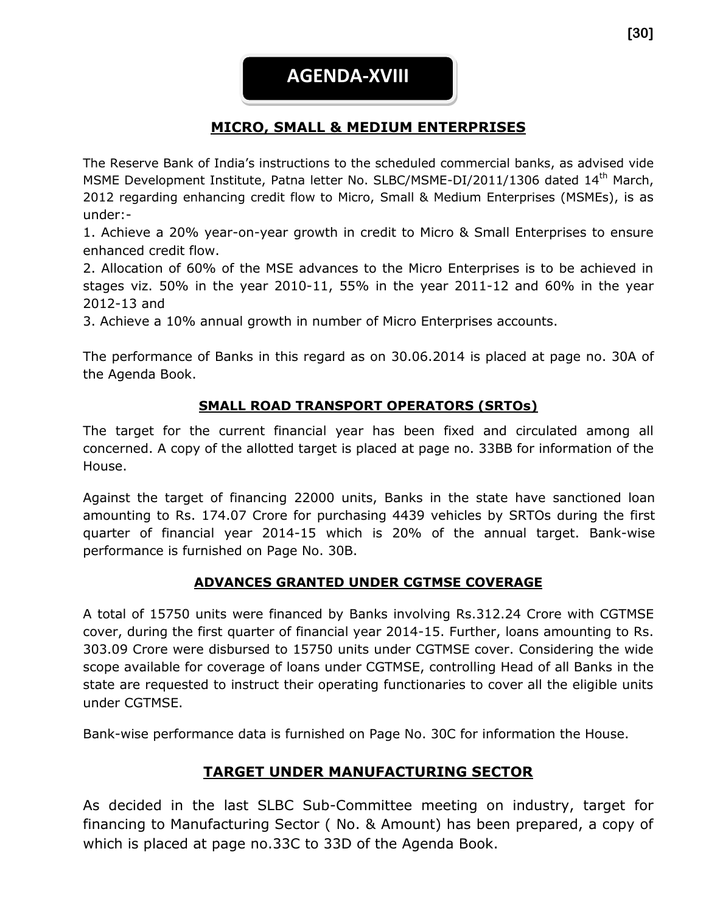# AGENDA-XVIII

## MICRO, SMALL & MEDIUM ENTERPRISES

The Reserve Bank of India's instructions to the scheduled commercial banks, as advised vide MSME Development Institute, Patna letter No. SLBC/MSME-DI/2011/1306 dated 14th March, 2012 regarding enhancing credit flow to Micro, Small & Medium Enterprises (MSMEs), is as under:-

1. Achieve a 20% year-on-year growth in credit to Micro & Small Enterprises to ensure enhanced credit flow.
2. Allocation of 60% of the MSE advances to the Micro Enterprises is to be achieved in stages viz. 50% in the year 2010-11, 55% in the year 2011-12 and 60% in the year 2012-13 and
3. Achieve a 10% annual growth in number of Micro Enterprises accounts.

The performance of Banks in this regard as on 30.06.2014 is placed at page no. 30A of the Agenda Book.

## SMALL ROAD TRANSPORT OPERATORS (SRTOs)

The target for the current financial year has been fixed and circulated among all concerned. A copy of the allotted target is placed at page no. 33BB for information of the House.

Against the target of financing 22000 units, Banks in the state have sanctioned loan amounting to Rs. 174.07 Crore for purchasing 4439 vehicles by SRTOs during the first quarter of financial year 2014-15 which is 20% of the annual target. Bank-wise performance is furnished on Page No. 30B.

## ADVANCES GRANTED UNDER CGTMSE COVERAGE

A total of 15750 units were financed by Banks involving Rs.312.24 Crore with CGTMSE cover, during the first quarter of financial year 2014-15. Further, loans amounting to Rs. 303.09 Crore were disbursed to 15750 units under CGTMSE cover. Considering the wide scope available for coverage of loans under CGTMSE, controlling Head of all Banks in the state are requested to instruct their operating functionaries to cover all the eligible units under CGTMSE.

Bank-wise performance data is furnished on Page No. 30C for information the House.

## TARGET UNDER MANUFACTURING SECTOR

As decided in the last SLBC Sub-Committee meeting on industry, target for financing to Manufacturing Sector ( No. & Amount) has been prepared, a copy of which is placed at page no.33C to 33D of the Agenda Book.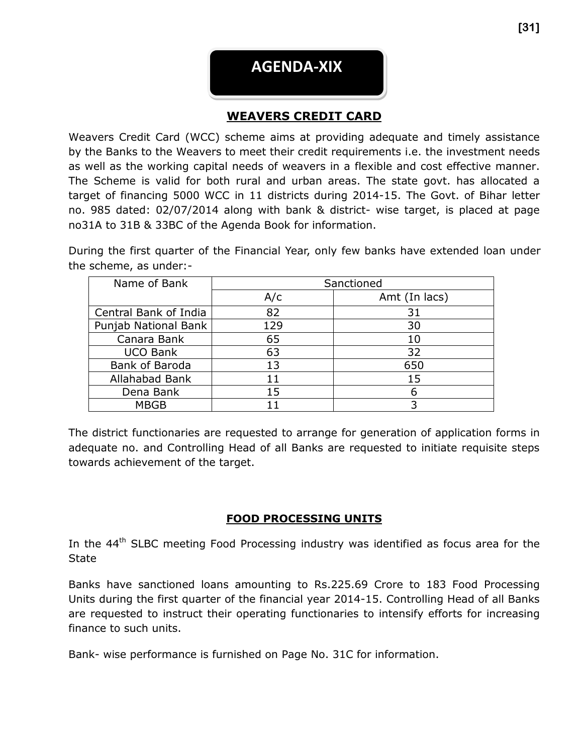# AGENDA-XIX

## WEAVERS CREDIT CARD

Weavers Credit Card (WCC) scheme aims at providing adequate and timely assistance by the Banks to the Weavers to meet their credit requirements i.e. the investment needs as well as the working capital needs of weavers in a flexible and cost effective manner. The Scheme is valid for both rural and urban areas. The state govt. has allocated a target of financing 5000 WCC in 11 districts during 2014-15. The Govt. of Bihar letter no. 985 dated: 02/07/2014 along with bank & district- wise target, is placed at page no31A to 31B & 33BC of the Agenda Book for information.

During the first quarter of the Financial Year, only few banks have extended loan under the scheme, as under:-

| Name of Bank | Sanctioned | |
|---|---|---|
| | A/c | Amt (In lacs) |
| Central Bank of India | 82 | 31 |
| Punjab National Bank | 129 | 30 |
| Canara Bank | 65 | 10 |
| UCO Bank | 63 | 32 |
| Bank of Baroda | 13 | 650 |
| Allahabad Bank | 11 | 15 |
| Dena Bank | 15 | 6 |
| MBGB | 11 | 3 |

The district functionaries are requested to arrange for generation of application forms in adequate no. and Controlling Head of all Banks are requested to initiate requisite steps towards achievement of the target.

## FOOD PROCESSING UNITS

In the 44th SLBC meeting Food Processing industry was identified as focus area for the State

Banks have sanctioned loans amounting to Rs.225.69 Crore to 183 Food Processing Units during the first quarter of the financial year 2014-15. Controlling Head of all Banks are requested to instruct their operating functionaries to intensify efforts for increasing finance to such units.

Bank- wise performance is furnished on Page No. 31C for information.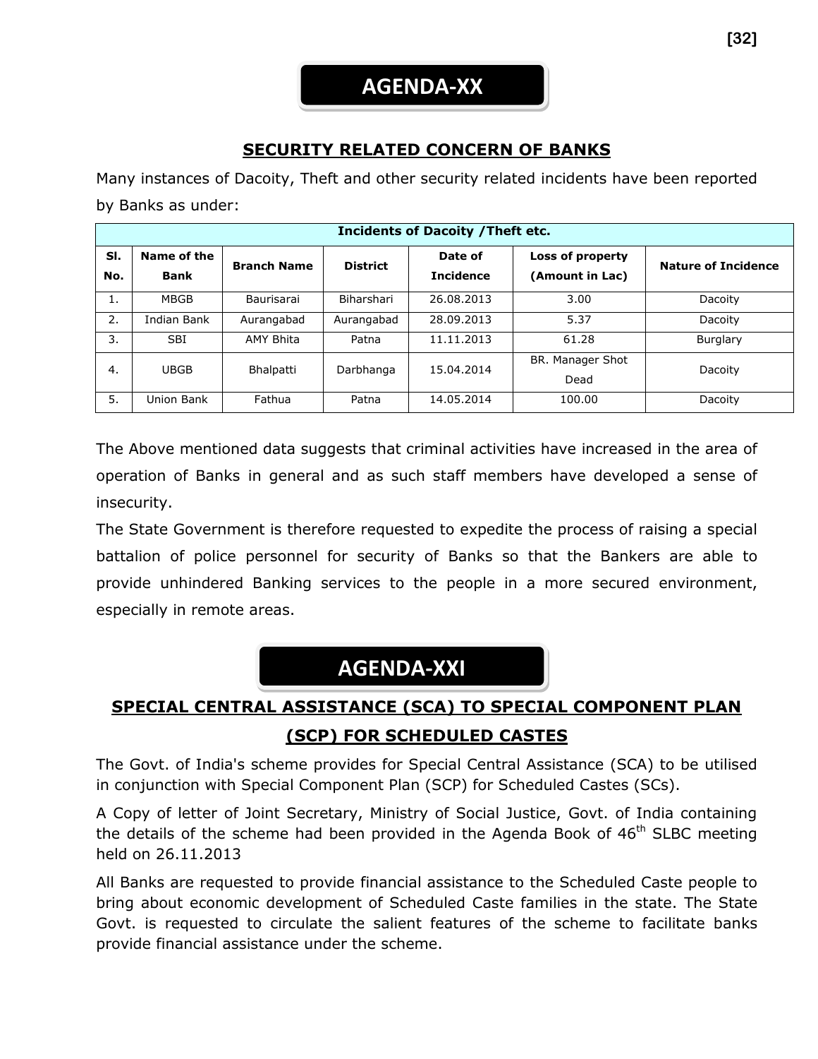# AGENDA-XX

## SECURITY RELATED CONCERN OF BANKS

Many instances of Dacoity, Theft and other security related incidents have been reported by Banks as under:

| **Incidents of Dacoity /Theft etc.** | | | | | | |
|---|---|---|---|---|---|---|
| **Sl. No.** | **Name of the Bank** | **Branch Name** | **District** | **Date of Incidence** | **Loss of property (Amount in Lac)** | **Nature of Incidence** |
| 1. | MBGB | Baurisarai | Biharshari | 26.08.2013 | 3.00 | Dacoity |
| 2. | Indian Bank | Aurangabad | Aurangabad | 28.09.2013 | 5.37 | Dacoity |
| 3. | SBI | AMY Bhita | Patna | 11.11.2013 | 61.28 | Burglary |
| 4. | UBGB | Bhalpatti | Darbhanga | 15.04.2014 | BR. Manager Shot Dead | Dacoity |
| 5. | Union Bank | Fathua | Patna | 14.05.2014 | 100.00 | Dacoity |

The Above mentioned data suggests that criminal activities have increased in the area of operation of Banks in general and as such staff members have developed a sense of insecurity.

The State Government is therefore requested to expedite the process of raising a special battalion of police personnel for security of Banks so that the Bankers are able to provide unhindered Banking services to the people in a more secured environment, especially in remote areas.

# AGENDA-XXI

## SPECIAL CENTRAL ASSISTANCE (SCA) TO SPECIAL COMPONENT PLAN (SCP) FOR SCHEDULED CASTES

The Govt. of India's scheme provides for Special Central Assistance (SCA) to be utilised in conjunction with Special Component Plan (SCP) for Scheduled Castes (SCs).

A Copy of letter of Joint Secretary, Ministry of Social Justice, Govt. of India containing the details of the scheme had been provided in the Agenda Book of 46th SLBC meeting held on 26.11.2013

All Banks are requested to provide financial assistance to the Scheduled Caste people to bring about economic development of Scheduled Caste families in the state. The State Govt. is requested to circulate the salient features of the scheme to facilitate banks provide financial assistance under the scheme.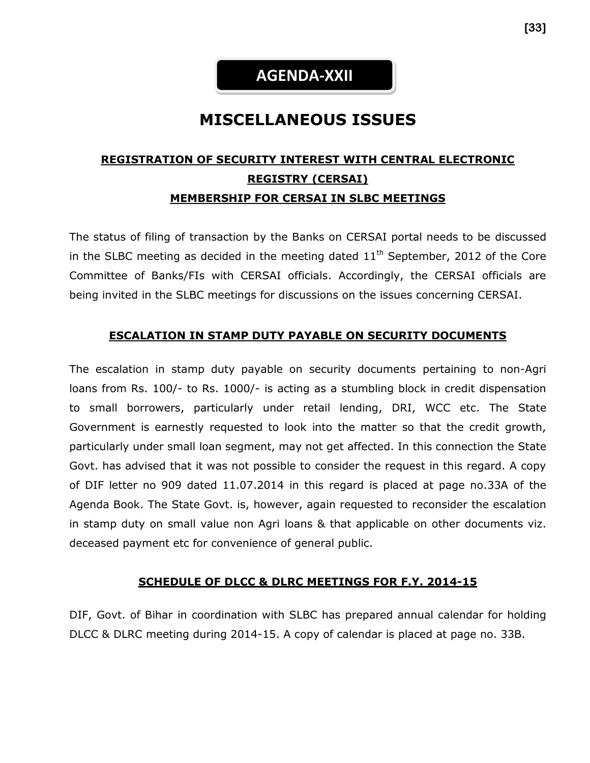# AGENDA-XXII

# MISCELLANEOUS ISSUES

## REGISTRATION OF SECURITY INTEREST WITH CENTRAL ELECTRONIC REGISTRY (CERSAI)

## MEMBERSHIP FOR CERSAI IN SLBC MEETINGS

The status of filing of transaction by the Banks on CERSAI portal needs to be discussed in the SLBC meeting as decided in the meeting dated 11th September, 2012 of the Core Committee of Banks/FIs with CERSAI officials. Accordingly, the CERSAI officials are being invited in the SLBC meetings for discussions on the issues concerning CERSAI.

## ESCALATION IN STAMP DUTY PAYABLE ON SECURITY DOCUMENTS

The escalation in stamp duty payable on security documents pertaining to non-Agri loans from Rs. 100/- to Rs. 1000/- is acting as a stumbling block in credit dispensation to small borrowers, particularly under retail lending, DRI, WCC etc. The State Government is earnestly requested to look into the matter so that the credit growth, particularly under small loan segment, may not get affected. In this connection the State Govt. has advised that it was not possible to consider the request in this regard. A copy of DIF letter no 909 dated 11.07.2014 in this regard is placed at page no.33A of the Agenda Book. The State Govt. is, however, again requested to reconsider the escalation in stamp duty on small value non Agri loans & that applicable on other documents viz. deceased payment etc for convenience of general public.

## SCHEDULE OF DLCC & DLRC MEETINGS FOR F.Y. 2014-15

DIF, Govt. of Bihar in coordination with SLBC has prepared annual calendar for holding DLCC & DLRC meeting during 2014-15. A copy of calendar is placed at page no. 33B.